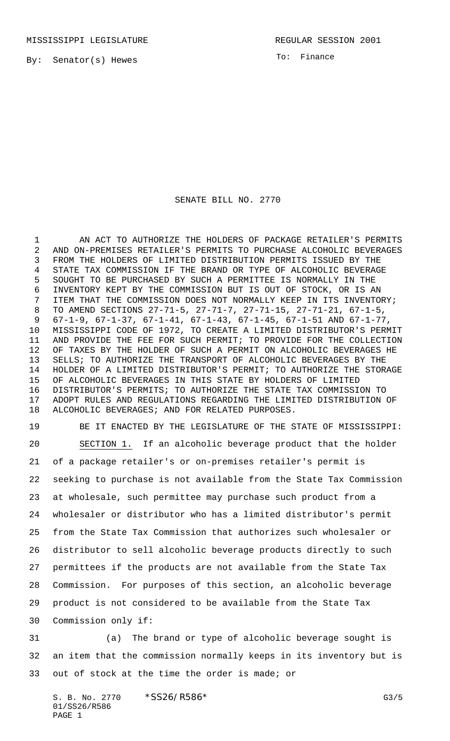MISSISSIPPI LEGISLATURE REGULAR SESSION 2001

By: Senator(s) Hewes

To: Finance

# SENATE BILL NO. 2770

AN ACT TO AUTHORIZE THE HOLDERS OF PACKAGE RETAILER'S PERMITS AND ON-PREMISES RETAILER'S PERMITS TO PURCHASE ALCOHOLIC BEVERAGES FROM THE HOLDERS OF LIMITED DISTRIBUTION PERMITS ISSUED BY THE STATE TAX COMMISSION IF THE BRAND OR TYPE OF ALCOHOLIC BEVERAGE SOUGHT TO BE PURCHASED BY SUCH A PERMITTEE IS NORMALLY IN THE INVENTORY KEPT BY THE COMMISSION BUT IS OUT OF STOCK, OR IS AN ITEM THAT THE COMMISSION DOES NOT NORMALLY KEEP IN ITS INVENTORY; TO AMEND SECTIONS 27-71-5, 27-71-7, 27-71-15, 27-71-21, 67-1-5, 67-1-9, 67-1-37, 67-1-41, 67-1-43, 67-1-45, 67-1-51 AND 67-1-77, MISSISSIPPI CODE OF 1972, TO CREATE A LIMITED DISTRIBUTOR'S PERMIT AND PROVIDE THE FEE FOR SUCH PERMIT; TO PROVIDE FOR THE COLLECTION OF TAXES BY THE HOLDER OF SUCH A PERMIT ON ALCOHOLIC BEVERAGES HE SELLS; TO AUTHORIZE THE TRANSPORT OF ALCOHOLIC BEVERAGES BY THE HOLDER OF A LIMITED DISTRIBUTOR'S PERMIT; TO AUTHORIZE THE STORAGE OF ALCOHOLIC BEVERAGES IN THIS STATE BY HOLDERS OF LIMITED DISTRIBUTOR'S PERMITS; TO AUTHORIZE THE STATE TAX COMMISSION TO ADOPT RULES AND REGULATIONS REGARDING THE LIMITED DISTRIBUTION OF ALCOHOLIC BEVERAGES; AND FOR RELATED PURPOSES.

BE IT ENACTED BY THE LEGISLATURE OF THE STATE OF MISSISSIPPI:

SECTION 1. If an alcoholic beverage product that the holder of a package retailer's or on-premises retailer's permit is seeking to purchase is not available from the State Tax Commission at wholesale, such permittee may purchase such product from a wholesaler or distributor who has a limited distributor's permit from the State Tax Commission that authorizes such wholesaler or distributor to sell alcoholic beverage products directly to such permittees if the products are not available from the State Tax Commission. For purposes of this section, an alcoholic beverage product is not considered to be available from the State Tax Commission only if:

(a) The brand or type of alcoholic beverage sought is an item that the commission normally keeps in its inventory but is out of stock at the time the order is made; or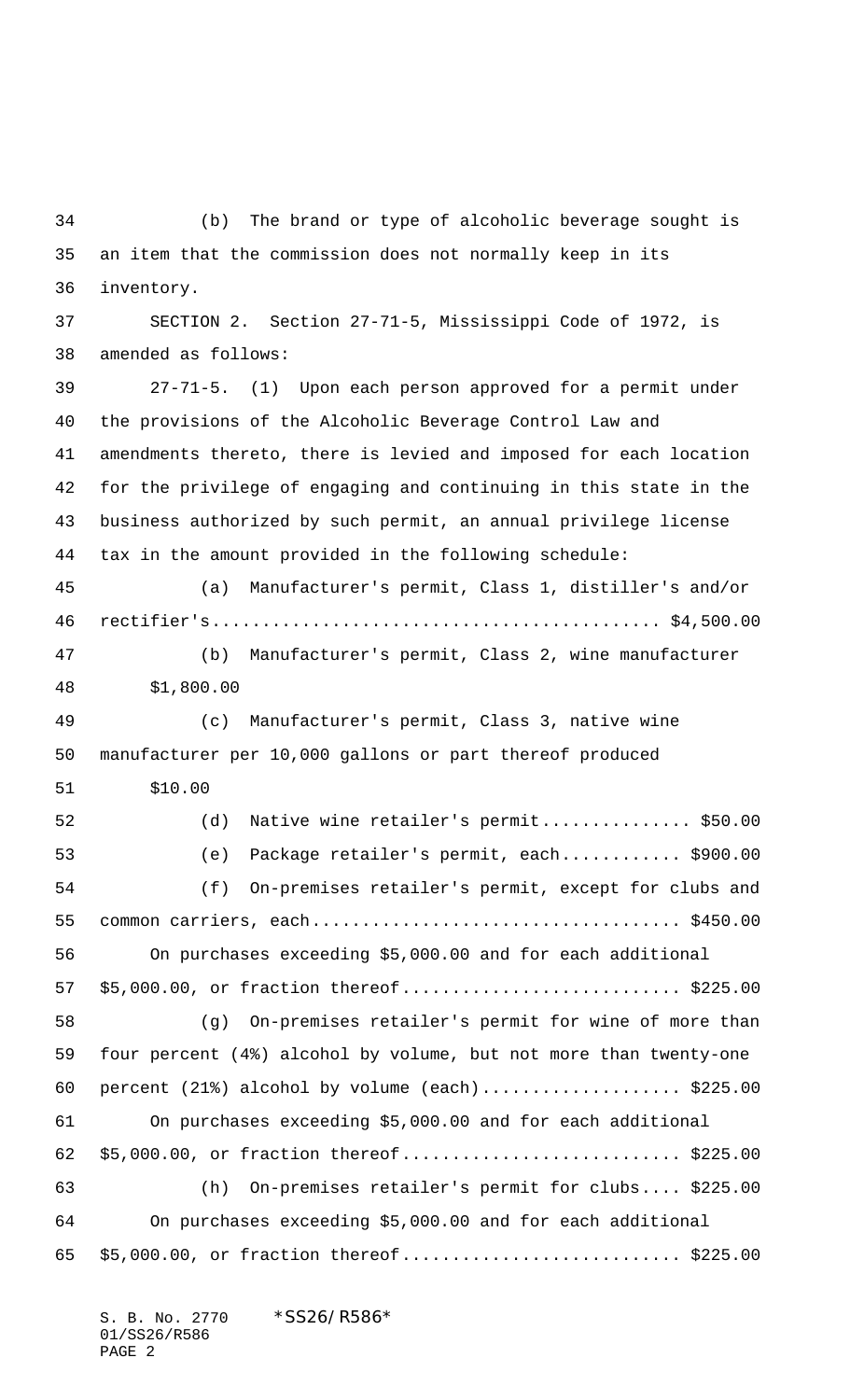(b) The brand or type of alcoholic beverage sought is an item that the commission does not normally keep in its inventory.

SECTION 2. Section 27-71-5, Mississippi Code of 1972, is amended as follows:

27-71-5. (1) Upon each person approved for a permit under the provisions of the Alcoholic Beverage Control Law and amendments thereto, there is levied and imposed for each location for the privilege of engaging and continuing in this state in the business authorized by such permit, an annual privilege license tax in the amount provided in the following schedule:

(a) Manufacturer's permit, Class 1, distiller's and/or rectifier's............................................ $4,500.00

(b) Manufacturer's permit, Class 2, wine manufacturer $1,800.00

(c) Manufacturer's permit, Class 3, native wine manufacturer per 10,000 gallons or part thereof produced $10.00

(d) Native wine retailer's permit............... $50.00

(e) Package retailer's permit, each............ $900.00

(f) On-premises retailer's permit, except for clubs and common carriers, each.................................... $450.00

On purchases exceeding $5,000.00 and for each additional $5,000.00, or fraction thereof............................ $225.00

(g) On-premises retailer's permit for wine of more than four percent (4%) alcohol by volume, but not more than twenty-one percent (21%) alcohol by volume (each).................... $225.00

On purchases exceeding $5,000.00 and for each additional $5,000.00, or fraction thereof............................ $225.00

(h) On-premises retailer's permit for clubs.... $225.00

On purchases exceeding $5,000.00 and for each additional $5,000.00, or fraction thereof............................ $225.00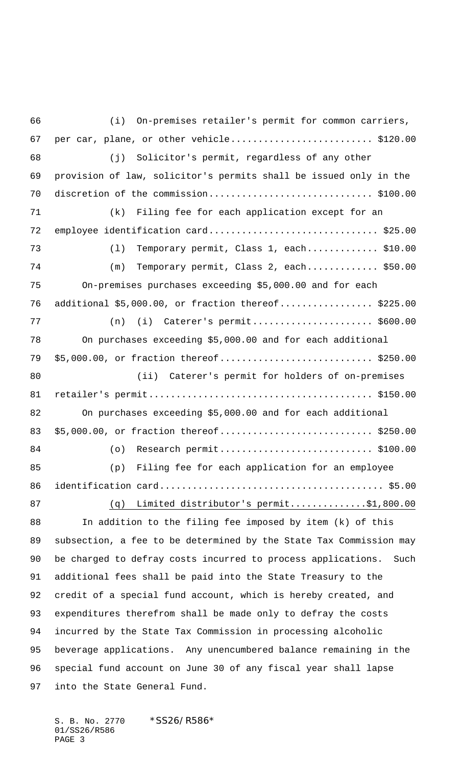(i) On-premises retailer's permit for common carriers, per car, plane, or other vehicle.......................... $120.00

(j) Solicitor's permit, regardless of any other provision of law, solicitor's permits shall be issued only in the discretion of the commission.............................. $100.00

(k) Filing fee for each application except for an employee identification card............................... $25.00

(l) Temporary permit, Class 1, each............. $10.00

(m) Temporary permit, Class 2, each............. $50.00

On-premises purchases exceeding $5,000.00 and for each additional $5,000.00, or fraction thereof................. $225.00

(n) (i) Caterer's permit...................... $600.00

On purchases exceeding $5,000.00 and for each additional $5,000.00, or fraction thereof............................ $250.00

(ii) Caterer's permit for holders of on-premises retailer's permit......................................... $150.00

On purchases exceeding $5,000.00 and for each additional $5,000.00, or fraction thereof............................ $250.00

(o) Research permit............................ $100.00

(p) Filing fee for each application for an employee identification card.......................................... $5.00

<u>(q) Limited distributor's permit..............$1,800.00</u>

In addition to the filing fee imposed by item (k) of this subsection, a fee to be determined by the State Tax Commission may be charged to defray costs incurred to process applications. Such additional fees shall be paid into the State Treasury to the credit of a special fund account, which is hereby created, and expenditures therefrom shall be made only to defray the costs incurred by the State Tax Commission in processing alcoholic beverage applications. Any unencumbered balance remaining in the special fund account on June 30 of any fiscal year shall lapse into the State General Fund.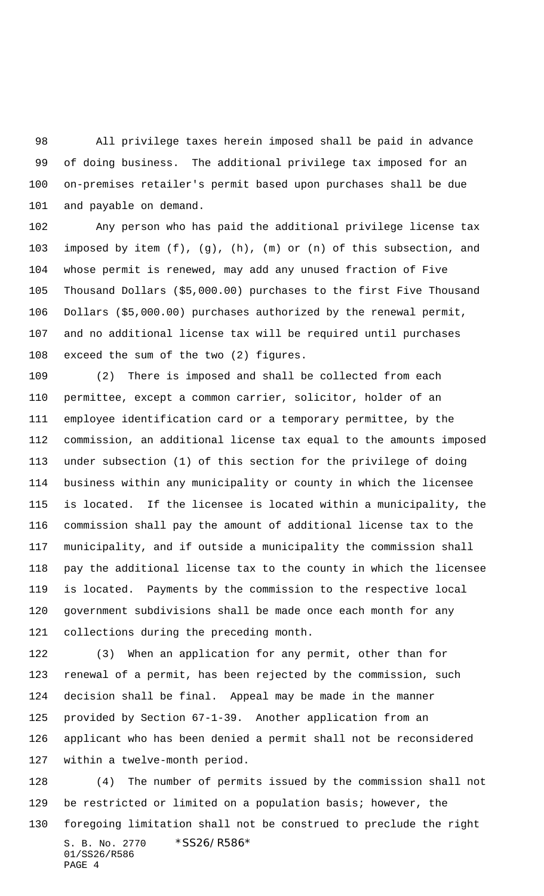All privilege taxes herein imposed shall be paid in advance of doing business. The additional privilege tax imposed for an on-premises retailer's permit based upon purchases shall be due and payable on demand.

Any person who has paid the additional privilege license tax imposed by item (f), (g), (h), (m) or (n) of this subsection, and whose permit is renewed, may add any unused fraction of Five Thousand Dollars ($5,000.00) purchases to the first Five Thousand Dollars ($5,000.00) purchases authorized by the renewal permit, and no additional license tax will be required until purchases exceed the sum of the two (2) figures.

(2) There is imposed and shall be collected from each permittee, except a common carrier, solicitor, holder of an employee identification card or a temporary permittee, by the commission, an additional license tax equal to the amounts imposed under subsection (1) of this section for the privilege of doing business within any municipality or county in which the licensee is located. If the licensee is located within a municipality, the commission shall pay the amount of additional license tax to the municipality, and if outside a municipality the commission shall pay the additional license tax to the county in which the licensee is located. Payments by the commission to the respective local government subdivisions shall be made once each month for any collections during the preceding month.

(3) When an application for any permit, other than for renewal of a permit, has been rejected by the commission, such decision shall be final. Appeal may be made in the manner provided by Section 67-1-39. Another application from an applicant who has been denied a permit shall not be reconsidered within a twelve-month period.

(4) The number of permits issued by the commission shall not be restricted or limited on a population basis; however, the foregoing limitation shall not be construed to preclude the right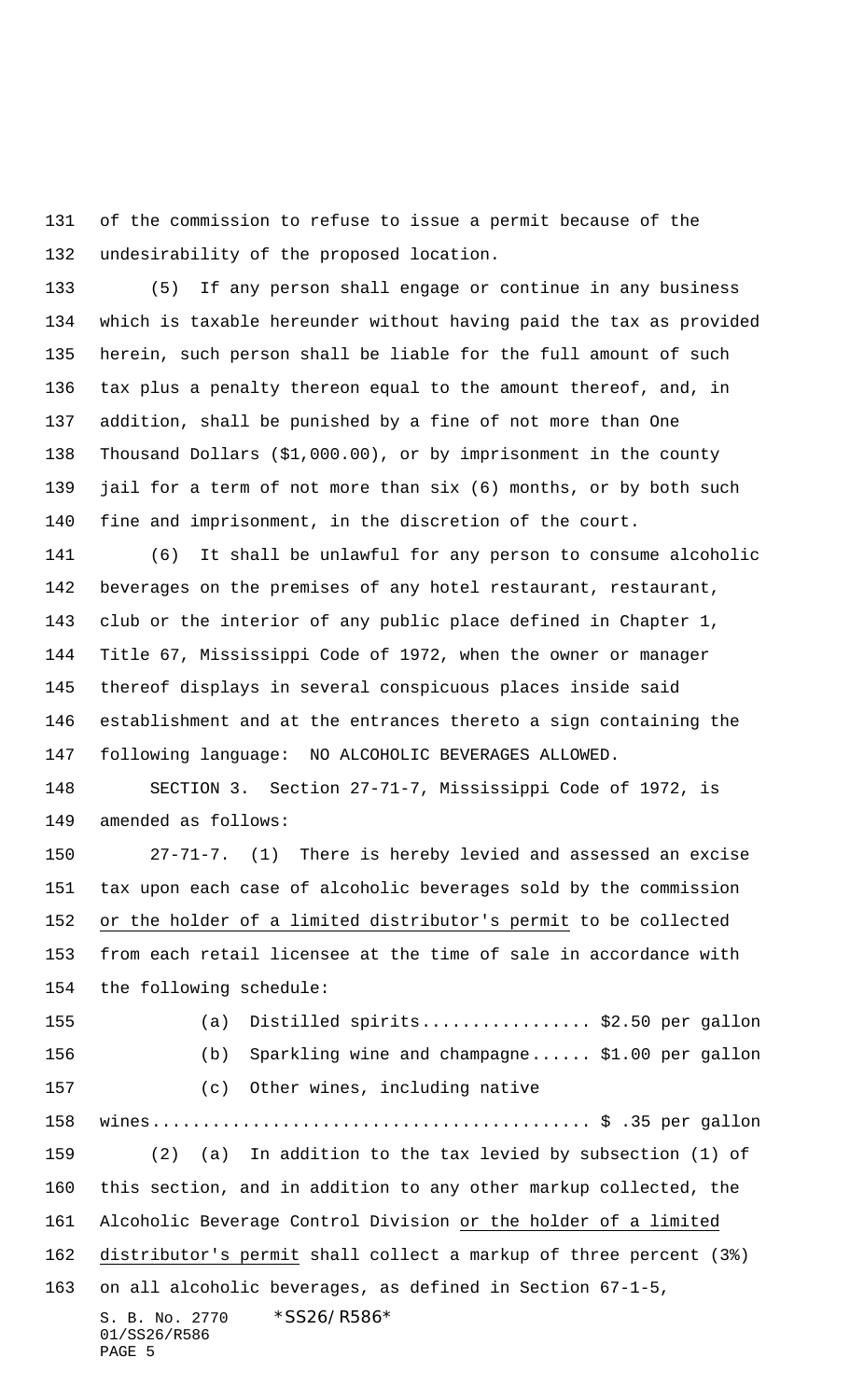of the commission to refuse to issue a permit because of the undesirability of the proposed location.

(5) If any person shall engage or continue in any business which is taxable hereunder without having paid the tax as provided herein, such person shall be liable for the full amount of such tax plus a penalty thereon equal to the amount thereof, and, in addition, shall be punished by a fine of not more than One Thousand Dollars ($1,000.00), or by imprisonment in the county jail for a term of not more than six (6) months, or by both such fine and imprisonment, in the discretion of the court.

(6) It shall be unlawful for any person to consume alcoholic beverages on the premises of any hotel restaurant, restaurant, club or the interior of any public place defined in Chapter 1, Title 67, Mississippi Code of 1972, when the owner or manager thereof displays in several conspicuous places inside said establishment and at the entrances thereto a sign containing the following language: NO ALCOHOLIC BEVERAGES ALLOWED.

SECTION 3. Section 27-71-7, Mississippi Code of 1972, is amended as follows:

27-71-7. (1) There is hereby levied and assessed an excise tax upon each case of alcoholic beverages sold by the commission <u>or the holder of a limited distributor's permit</u> to be collected from each retail licensee at the time of sale in accordance with the following schedule:

(a) Distilled spirits................. $2.50 per gallon

(b) Sparkling wine and champagne...... $1.00 per gallon

(c) Other wines, including native wines........................................... $ .35 per gallon

(2) (a) In addition to the tax levied by subsection (1) of this section, and in addition to any other markup collected, the Alcoholic Beverage Control Division <u>or the holder of a limited distributor's permit</u> shall collect a markup of three percent (3%) on all alcoholic beverages, as defined in Section 67-1-5,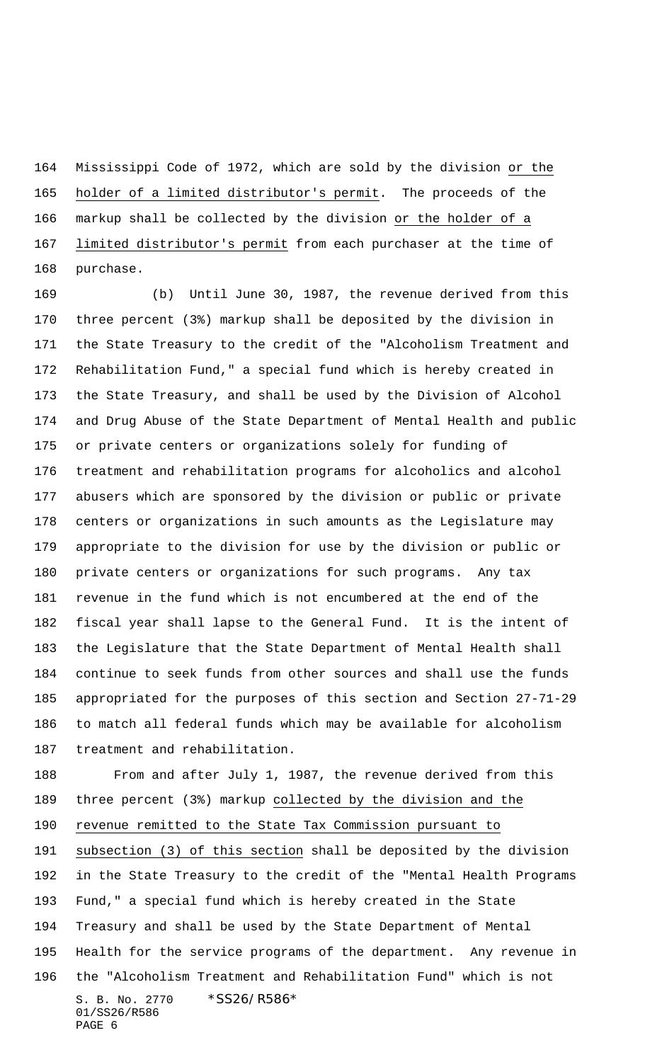Mississippi Code of 1972, which are sold by the division <u>or the holder of a limited distributor's permit</u>. The proceeds of the markup shall be collected by the division <u>or the holder of a limited distributor's permit</u> from each purchaser at the time of purchase.

(b) Until June 30, 1987, the revenue derived from this three percent (3%) markup shall be deposited by the division in the State Treasury to the credit of the "Alcoholism Treatment and Rehabilitation Fund," a special fund which is hereby created in the State Treasury, and shall be used by the Division of Alcohol and Drug Abuse of the State Department of Mental Health and public or private centers or organizations solely for funding of treatment and rehabilitation programs for alcoholics and alcohol abusers which are sponsored by the division or public or private centers or organizations in such amounts as the Legislature may appropriate to the division for use by the division or public or private centers or organizations for such programs. Any tax revenue in the fund which is not encumbered at the end of the fiscal year shall lapse to the General Fund. It is the intent of the Legislature that the State Department of Mental Health shall continue to seek funds from other sources and shall use the funds appropriated for the purposes of this section and Section 27-71-29 to match all federal funds which may be available for alcoholism treatment and rehabilitation.

From and after July 1, 1987, the revenue derived from this three percent (3%) markup <u>collected by the division and the revenue remitted to the State Tax Commission pursuant to subsection (3) of this section</u> shall be deposited by the division in the State Treasury to the credit of the "Mental Health Programs Fund," a special fund which is hereby created in the State Treasury and shall be used by the State Department of Mental Health for the service programs of the department. Any revenue in the "Alcoholism Treatment and Rehabilitation Fund" which is not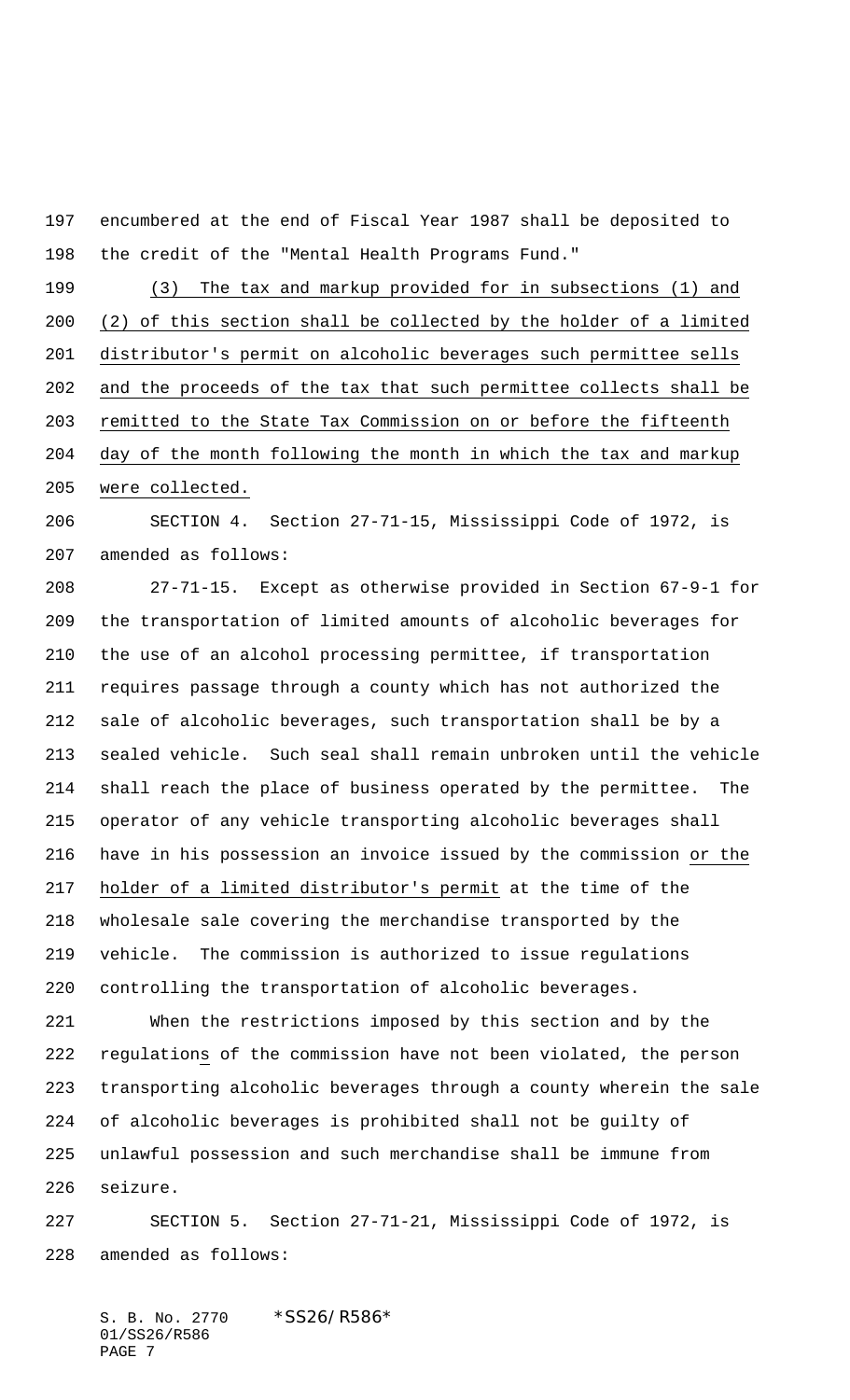encumbered at the end of Fiscal Year 1987 shall be deposited to the credit of the "Mental Health Programs Fund."

(3) The tax and markup provided for in subsections (1) and (2) of this section shall be collected by the holder of a limited distributor's permit on alcoholic beverages such permittee sells and the proceeds of the tax that such permittee collects shall be remitted to the State Tax Commission on or before the fifteenth day of the month following the month in which the tax and markup were collected.

SECTION 4. Section 27-71-15, Mississippi Code of 1972, is amended as follows:

27-71-15. Except as otherwise provided in Section 67-9-1 for the transportation of limited amounts of alcoholic beverages for the use of an alcohol processing permittee, if transportation requires passage through a county which has not authorized the sale of alcoholic beverages, such transportation shall be by a sealed vehicle. Such seal shall remain unbroken until the vehicle shall reach the place of business operated by the permittee. The operator of any vehicle transporting alcoholic beverages shall have in his possession an invoice issued by the commission or the holder of a limited distributor's permit at the time of the wholesale sale covering the merchandise transported by the vehicle. The commission is authorized to issue regulations controlling the transportation of alcoholic beverages.

When the restrictions imposed by this section and by the regulations of the commission have not been violated, the person transporting alcoholic beverages through a county wherein the sale of alcoholic beverages is prohibited shall not be guilty of unlawful possession and such merchandise shall be immune from seizure.

SECTION 5. Section 27-71-21, Mississippi Code of 1972, is amended as follows: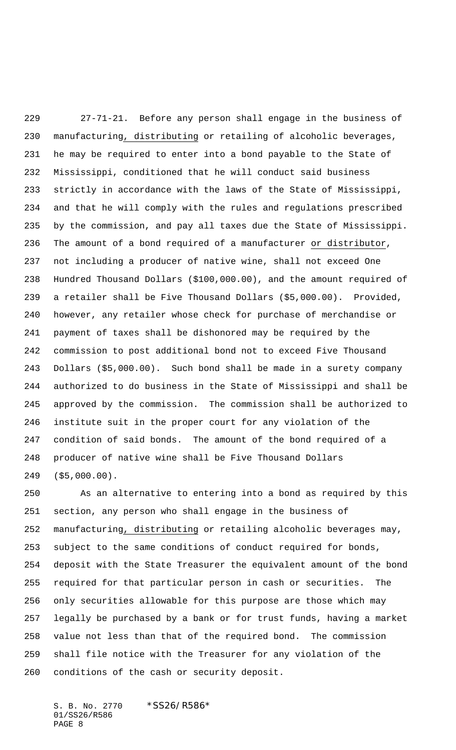27-71-21. Before any person shall engage in the business of manufacturing, distributing or retailing of alcoholic beverages, he may be required to enter into a bond payable to the State of Mississippi, conditioned that he will conduct said business strictly in accordance with the laws of the State of Mississippi, and that he will comply with the rules and regulations prescribed by the commission, and pay all taxes due the State of Mississippi. The amount of a bond required of a manufacturer or distributor, not including a producer of native wine, shall not exceed One Hundred Thousand Dollars ($100,000.00), and the amount required of a retailer shall be Five Thousand Dollars ($5,000.00). Provided, however, any retailer whose check for purchase of merchandise or payment of taxes shall be dishonored may be required by the commission to post additional bond not to exceed Five Thousand Dollars ($5,000.00). Such bond shall be made in a surety company authorized to do business in the State of Mississippi and shall be approved by the commission. The commission shall be authorized to institute suit in the proper court for any violation of the condition of said bonds. The amount of the bond required of a producer of native wine shall be Five Thousand Dollars ($5,000.00).

As an alternative to entering into a bond as required by this section, any person who shall engage in the business of manufacturing, distributing or retailing alcoholic beverages may, subject to the same conditions of conduct required for bonds, deposit with the State Treasurer the equivalent amount of the bond required for that particular person in cash or securities. The only securities allowable for this purpose are those which may legally be purchased by a bank or for trust funds, having a market value not less than that of the required bond. The commission shall file notice with the Treasurer for any violation of the conditions of the cash or security deposit.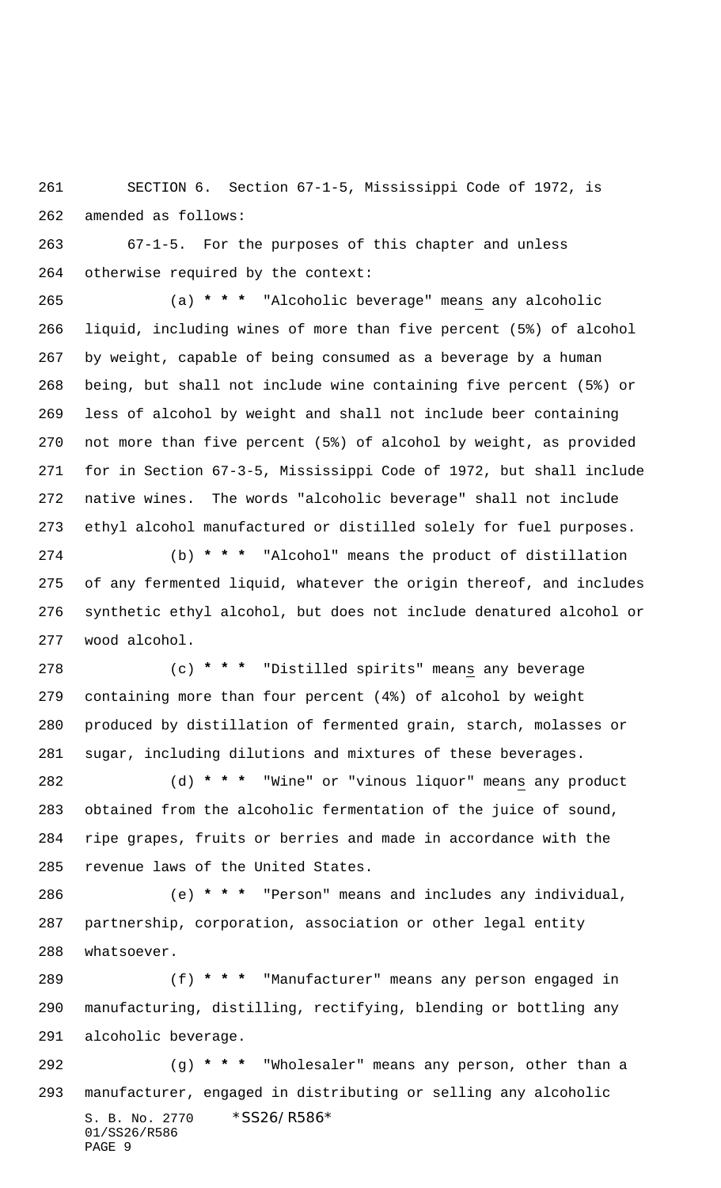SECTION 6. Section 67-1-5, Mississippi Code of 1972, is amended as follows:

67-1-5. For the purposes of this chapter and unless otherwise required by the context:

(a) * * * "Alcoholic beverage" means any alcoholic liquid, including wines of more than five percent (5%) of alcohol by weight, capable of being consumed as a beverage by a human being, but shall not include wine containing five percent (5%) or less of alcohol by weight and shall not include beer containing not more than five percent (5%) of alcohol by weight, as provided for in Section 67-3-5, Mississippi Code of 1972, but shall include native wines. The words "alcoholic beverage" shall not include ethyl alcohol manufactured or distilled solely for fuel purposes.

(b) * * * "Alcohol" means the product of distillation of any fermented liquid, whatever the origin thereof, and includes synthetic ethyl alcohol, but does not include denatured alcohol or wood alcohol.

(c) * * * "Distilled spirits" means any beverage containing more than four percent (4%) of alcohol by weight produced by distillation of fermented grain, starch, molasses or sugar, including dilutions and mixtures of these beverages.

(d) * * * "Wine" or "vinous liquor" means any product obtained from the alcoholic fermentation of the juice of sound, ripe grapes, fruits or berries and made in accordance with the revenue laws of the United States.

(e) * * * "Person" means and includes any individual, partnership, corporation, association or other legal entity whatsoever.

(f) * * * "Manufacturer" means any person engaged in manufacturing, distilling, rectifying, blending or bottling any alcoholic beverage.

(g) * * * "Wholesaler" means any person, other than a manufacturer, engaged in distributing or selling any alcoholic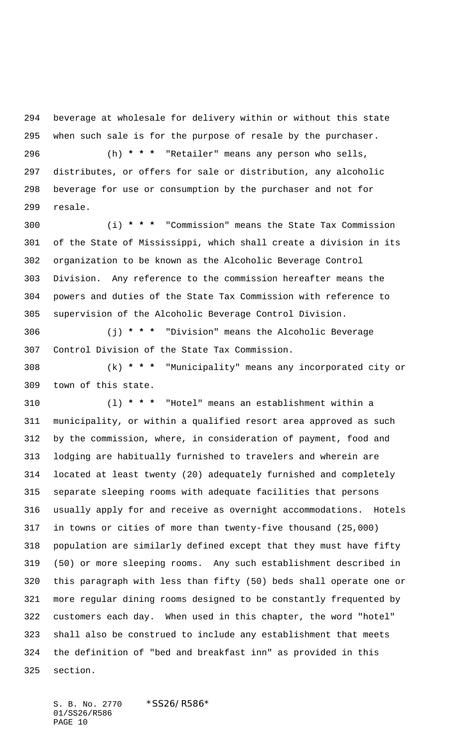beverage at wholesale for delivery within or without this state when such sale is for the purpose of resale by the purchaser.

(h) *** "Retailer" means any person who sells, distributes, or offers for sale or distribution, any alcoholic beverage for use or consumption by the purchaser and not for resale.

(i) *** "Commission" means the State Tax Commission of the State of Mississippi, which shall create a division in its organization to be known as the Alcoholic Beverage Control Division. Any reference to the commission hereafter means the powers and duties of the State Tax Commission with reference to supervision of the Alcoholic Beverage Control Division.

(j) *** "Division" means the Alcoholic Beverage Control Division of the State Tax Commission.

(k) *** "Municipality" means any incorporated city or town of this state.

(l) *** "Hotel" means an establishment within a municipality, or within a qualified resort area approved as such by the commission, where, in consideration of payment, food and lodging are habitually furnished to travelers and wherein are located at least twenty (20) adequately furnished and completely separate sleeping rooms with adequate facilities that persons usually apply for and receive as overnight accommodations. Hotels in towns or cities of more than twenty-five thousand (25,000) population are similarly defined except that they must have fifty (50) or more sleeping rooms. Any such establishment described in this paragraph with less than fifty (50) beds shall operate one or more regular dining rooms designed to be constantly frequented by customers each day. When used in this chapter, the word "hotel" shall also be construed to include any establishment that meets the definition of "bed and breakfast inn" as provided in this section.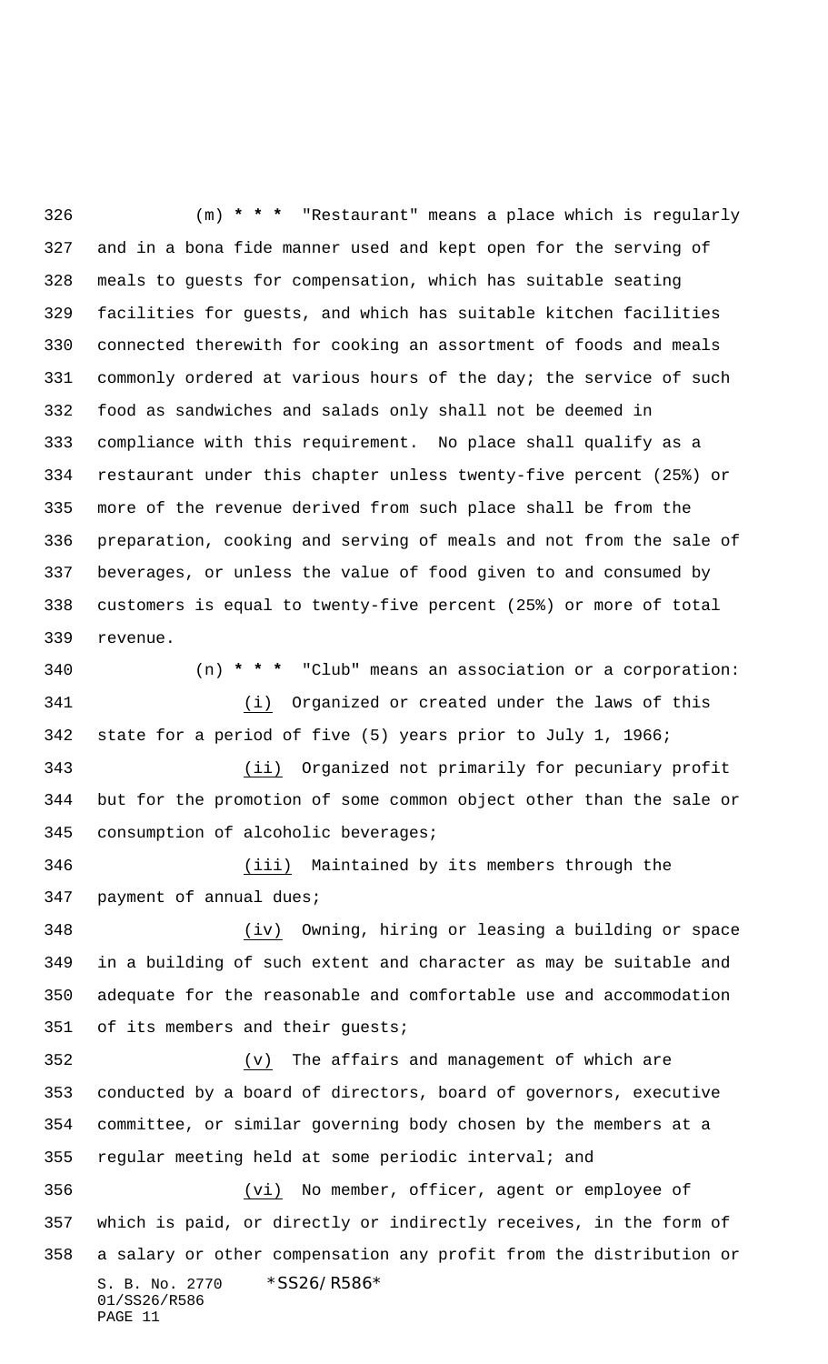(m) * * * "Restaurant" means a place which is regularly and in a bona fide manner used and kept open for the serving of meals to guests for compensation, which has suitable seating facilities for guests, and which has suitable kitchen facilities connected therewith for cooking an assortment of foods and meals commonly ordered at various hours of the day; the service of such food as sandwiches and salads only shall not be deemed in compliance with this requirement. No place shall qualify as a restaurant under this chapter unless twenty-five percent (25%) or more of the revenue derived from such place shall be from the preparation, cooking and serving of meals and not from the sale of beverages, or unless the value of food given to and consumed by customers is equal to twenty-five percent (25%) or more of total revenue.

(n) * * * "Club" means an association or a corporation:

(i) Organized or created under the laws of this state for a period of five (5) years prior to July 1, 1966;

(ii) Organized not primarily for pecuniary profit but for the promotion of some common object other than the sale or consumption of alcoholic beverages;

(iii) Maintained by its members through the payment of annual dues;

(iv) Owning, hiring or leasing a building or space in a building of such extent and character as may be suitable and adequate for the reasonable and comfortable use and accommodation of its members and their guests;

(v) The affairs and management of which are conducted by a board of directors, board of governors, executive committee, or similar governing body chosen by the members at a regular meeting held at some periodic interval; and

(vi) No member, officer, agent or employee of which is paid, or directly or indirectly receives, in the form of a salary or other compensation any profit from the distribution or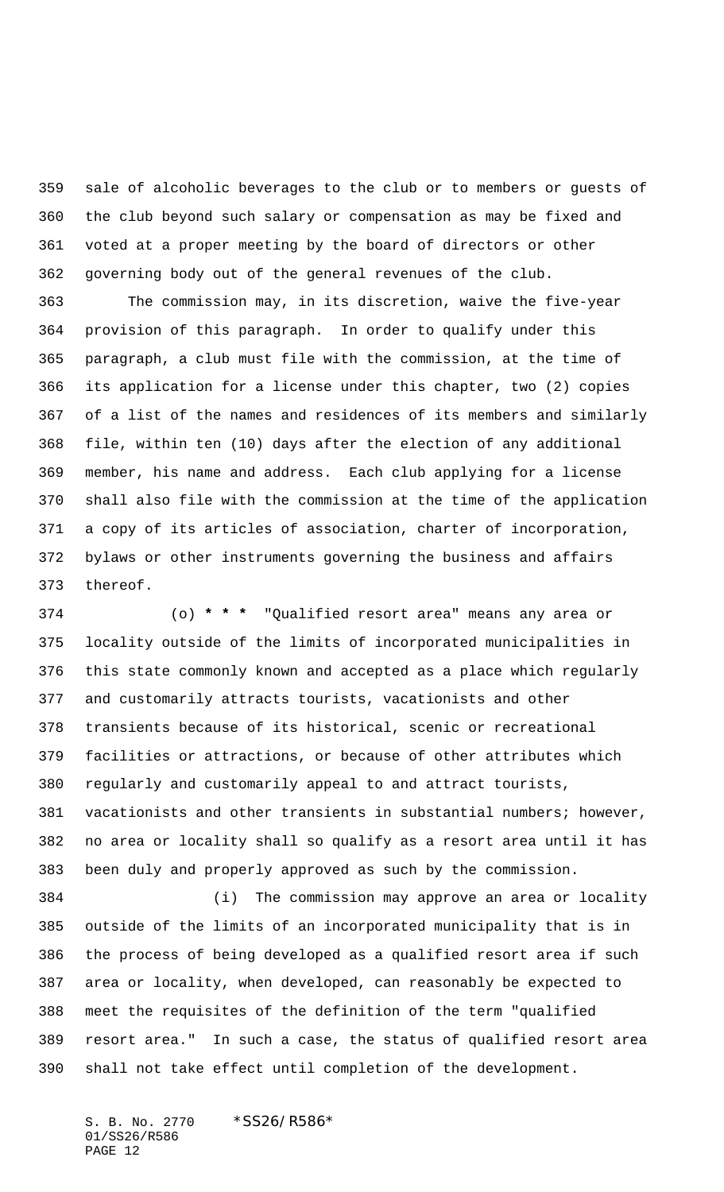sale of alcoholic beverages to the club or to members or guests of the club beyond such salary or compensation as may be fixed and voted at a proper meeting by the board of directors or other governing body out of the general revenues of the club.

The commission may, in its discretion, waive the five-year provision of this paragraph. In order to qualify under this paragraph, a club must file with the commission, at the time of its application for a license under this chapter, two (2) copies of a list of the names and residences of its members and similarly file, within ten (10) days after the election of any additional member, his name and address. Each club applying for a license shall also file with the commission at the time of the application a copy of its articles of association, charter of incorporation, bylaws or other instruments governing the business and affairs thereof.

(o) *** "Qualified resort area" means any area or locality outside of the limits of incorporated municipalities in this state commonly known and accepted as a place which regularly and customarily attracts tourists, vacationists and other transients because of its historical, scenic or recreational facilities or attractions, or because of other attributes which regularly and customarily appeal to and attract tourists, vacationists and other transients in substantial numbers; however, no area or locality shall so qualify as a resort area until it has been duly and properly approved as such by the commission.

(i) The commission may approve an area or locality outside of the limits of an incorporated municipality that is in the process of being developed as a qualified resort area if such area or locality, when developed, can reasonably be expected to meet the requisites of the definition of the term "qualified resort area." In such a case, the status of qualified resort area shall not take effect until completion of the development.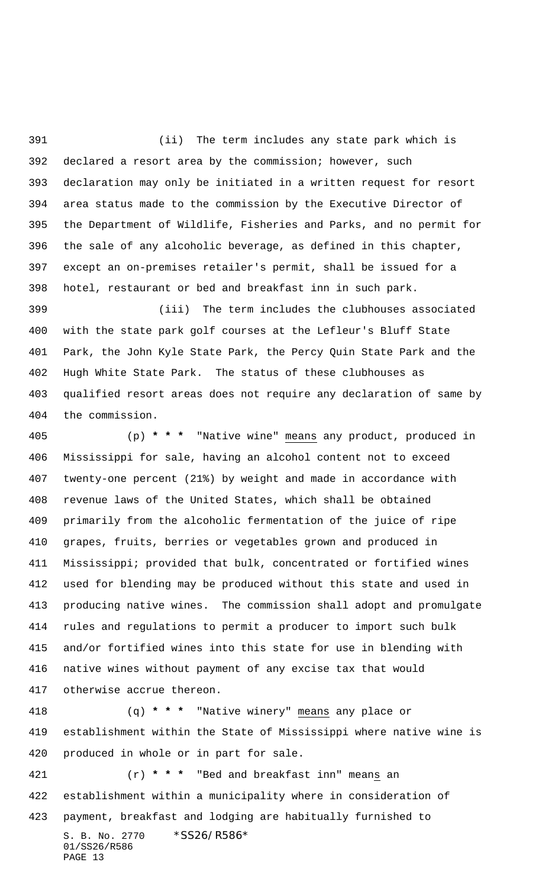(ii) The term includes any state park which is declared a resort area by the commission; however, such declaration may only be initiated in a written request for resort area status made to the commission by the Executive Director of the Department of Wildlife, Fisheries and Parks, and no permit for the sale of any alcoholic beverage, as defined in this chapter, except an on-premises retailer's permit, shall be issued for a hotel, restaurant or bed and breakfast inn in such park.

(iii) The term includes the clubhouses associated with the state park golf courses at the Lefleur's Bluff State Park, the John Kyle State Park, the Percy Quin State Park and the Hugh White State Park. The status of these clubhouses as qualified resort areas does not require any declaration of same by the commission.

(p) *** "Native wine" means any product, produced in Mississippi for sale, having an alcohol content not to exceed twenty-one percent (21%) by weight and made in accordance with revenue laws of the United States, which shall be obtained primarily from the alcoholic fermentation of the juice of ripe grapes, fruits, berries or vegetables grown and produced in Mississippi; provided that bulk, concentrated or fortified wines used for blending may be produced without this state and used in producing native wines. The commission shall adopt and promulgate rules and regulations to permit a producer to import such bulk and/or fortified wines into this state for use in blending with native wines without payment of any excise tax that would otherwise accrue thereon.

(q) *** "Native winery" means any place or establishment within the State of Mississippi where native wine is produced in whole or in part for sale.

(r) *** "Bed and breakfast inn" means an establishment within a municipality where in consideration of payment, breakfast and lodging are habitually furnished to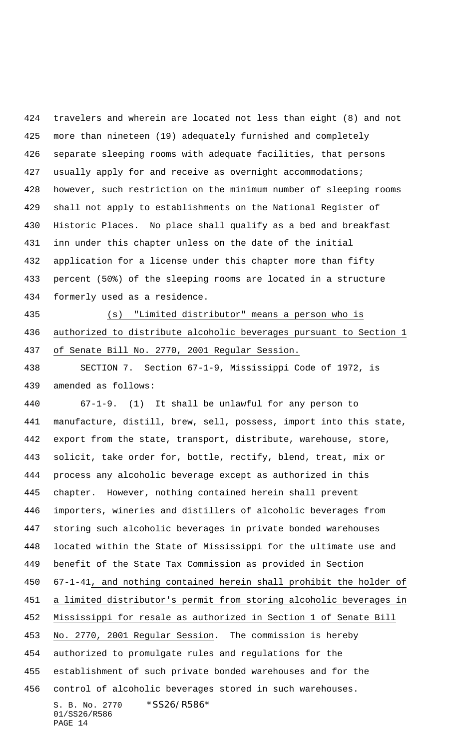travelers and wherein are located not less than eight (8) and not more than nineteen (19) adequately furnished and completely separate sleeping rooms with adequate facilities, that persons usually apply for and receive as overnight accommodations; however, such restriction on the minimum number of sleeping rooms shall not apply to establishments on the National Register of Historic Places. No place shall qualify as a bed and breakfast inn under this chapter unless on the date of the initial application for a license under this chapter more than fifty percent (50%) of the sleeping rooms are located in a structure formerly used as a residence.

(s) "Limited distributor" means a person who is authorized to distribute alcoholic beverages pursuant to Section 1 of Senate Bill No. 2770, 2001 Regular Session.

SECTION 7. Section 67-1-9, Mississippi Code of 1972, is amended as follows:

67-1-9. (1) It shall be unlawful for any person to manufacture, distill, brew, sell, possess, import into this state, export from the state, transport, distribute, warehouse, store, solicit, take order for, bottle, rectify, blend, treat, mix or process any alcoholic beverage except as authorized in this chapter. However, nothing contained herein shall prevent importers, wineries and distillers of alcoholic beverages from storing such alcoholic beverages in private bonded warehouses located within the State of Mississippi for the ultimate use and benefit of the State Tax Commission as provided in Section 67-1-41, and nothing contained herein shall prohibit the holder of a limited distributor's permit from storing alcoholic beverages in Mississippi for resale as authorized in Section 1 of Senate Bill No. 2770, 2001 Regular Session. The commission is hereby authorized to promulgate rules and regulations for the establishment of such private bonded warehouses and for the control of alcoholic beverages stored in such warehouses.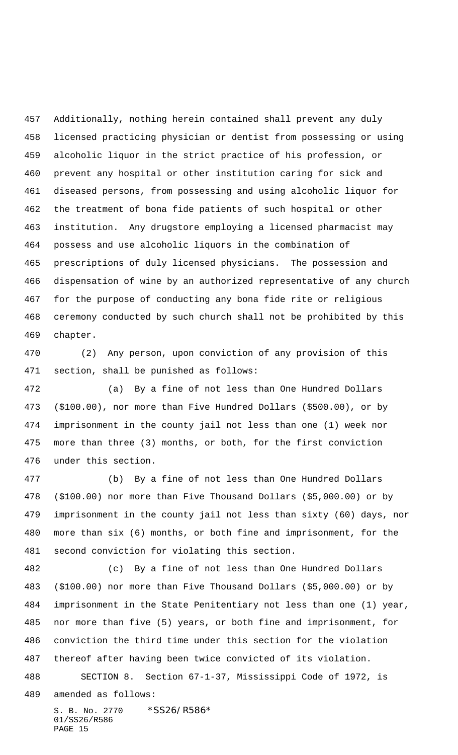Additionally, nothing herein contained shall prevent any duly licensed practicing physician or dentist from possessing or using alcoholic liquor in the strict practice of his profession, or prevent any hospital or other institution caring for sick and diseased persons, from possessing and using alcoholic liquor for the treatment of bona fide patients of such hospital or other institution. Any drugstore employing a licensed pharmacist may possess and use alcoholic liquors in the combination of prescriptions of duly licensed physicians. The possession and dispensation of wine by an authorized representative of any church for the purpose of conducting any bona fide rite or religious ceremony conducted by such church shall not be prohibited by this chapter.

(2) Any person, upon conviction of any provision of this section, shall be punished as follows:

(a) By a fine of not less than One Hundred Dollars ($100.00), nor more than Five Hundred Dollars ($500.00), or by imprisonment in the county jail not less than one (1) week nor more than three (3) months, or both, for the first conviction under this section.

(b) By a fine of not less than One Hundred Dollars ($100.00) nor more than Five Thousand Dollars ($5,000.00) or by imprisonment in the county jail not less than sixty (60) days, nor more than six (6) months, or both fine and imprisonment, for the second conviction for violating this section.

(c) By a fine of not less than One Hundred Dollars ($100.00) nor more than Five Thousand Dollars ($5,000.00) or by imprisonment in the State Penitentiary not less than one (1) year, nor more than five (5) years, or both fine and imprisonment, for conviction the third time under this section for the violation thereof after having been twice convicted of its violation.

SECTION 8. Section 67-1-37, Mississippi Code of 1972, is amended as follows: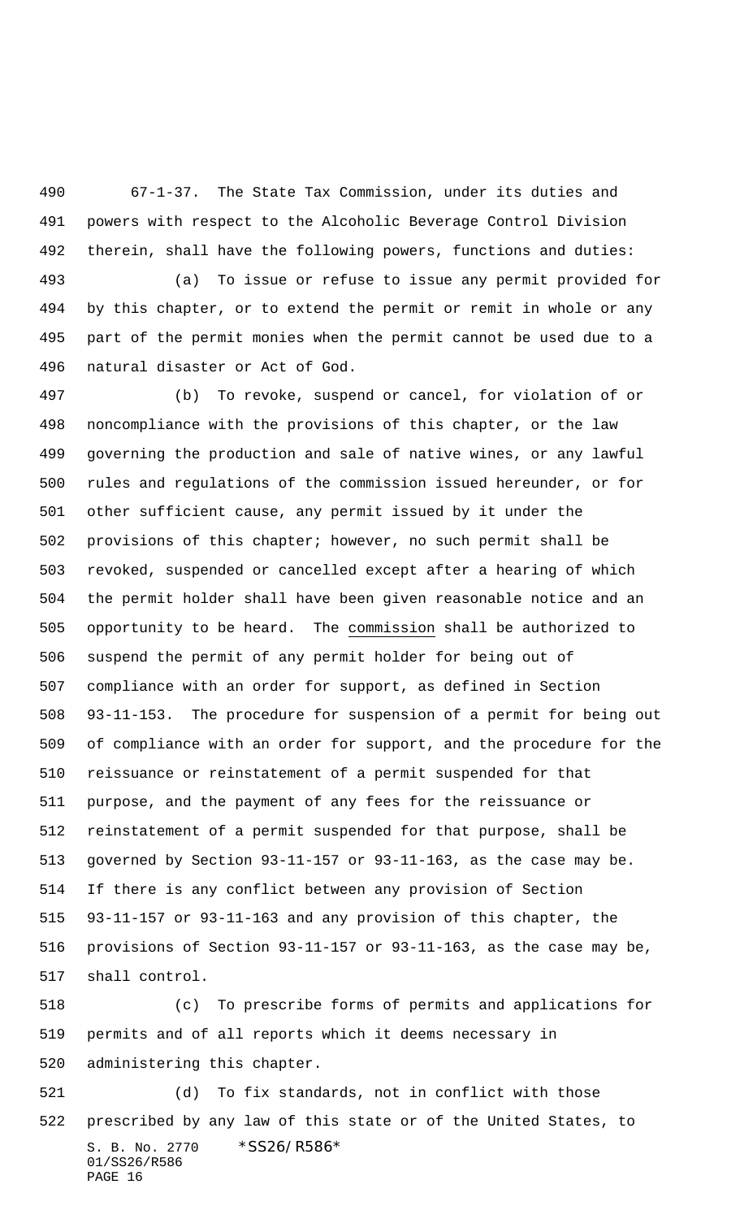67-1-37. The State Tax Commission, under its duties and powers with respect to the Alcoholic Beverage Control Division therein, shall have the following powers, functions and duties:

(a) To issue or refuse to issue any permit provided for by this chapter, or to extend the permit or remit in whole or any part of the permit monies when the permit cannot be used due to a natural disaster or Act of God.

(b) To revoke, suspend or cancel, for violation of or noncompliance with the provisions of this chapter, or the law governing the production and sale of native wines, or any lawful rules and regulations of the commission issued hereunder, or for other sufficient cause, any permit issued by it under the provisions of this chapter; however, no such permit shall be revoked, suspended or cancelled except after a hearing of which the permit holder shall have been given reasonable notice and an opportunity to be heard. The commission shall be authorized to suspend the permit of any permit holder for being out of compliance with an order for support, as defined in Section 93-11-153. The procedure for suspension of a permit for being out of compliance with an order for support, and the procedure for the reissuance or reinstatement of a permit suspended for that purpose, and the payment of any fees for the reissuance or reinstatement of a permit suspended for that purpose, shall be governed by Section 93-11-157 or 93-11-163, as the case may be. If there is any conflict between any provision of Section 93-11-157 or 93-11-163 and any provision of this chapter, the provisions of Section 93-11-157 or 93-11-163, as the case may be, shall control.

(c) To prescribe forms of permits and applications for permits and of all reports which it deems necessary in administering this chapter.

(d) To fix standards, not in conflict with those prescribed by any law of this state or of the United States, to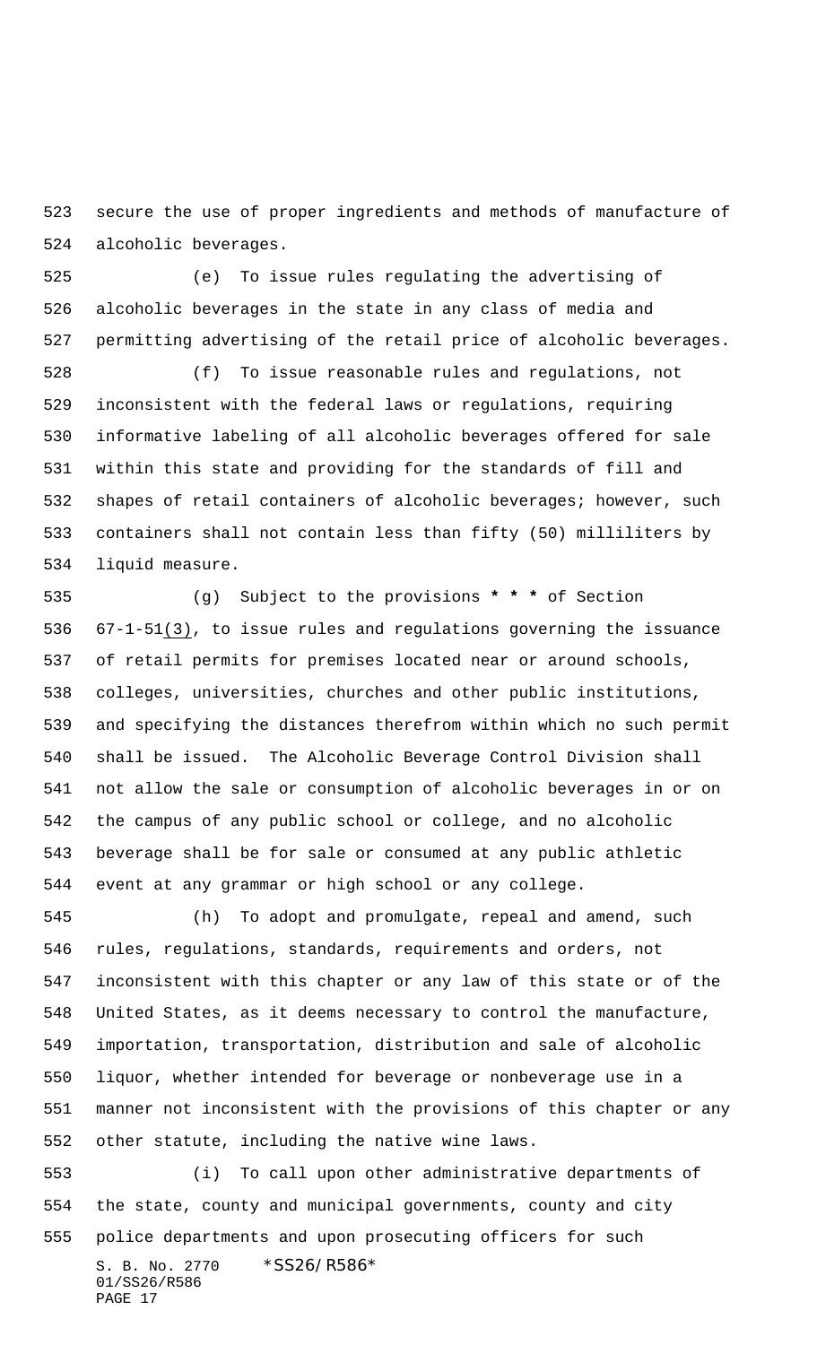secure the use of proper ingredients and methods of manufacture of alcoholic beverages.

(e) To issue rules regulating the advertising of alcoholic beverages in the state in any class of media and permitting advertising of the retail price of alcoholic beverages.

(f) To issue reasonable rules and regulations, not inconsistent with the federal laws or regulations, requiring informative labeling of all alcoholic beverages offered for sale within this state and providing for the standards of fill and shapes of retail containers of alcoholic beverages; however, such containers shall not contain less than fifty (50) milliliters by liquid measure.

(g) Subject to the provisions *** of Section 67-1-51(3), to issue rules and regulations governing the issuance of retail permits for premises located near or around schools, colleges, universities, churches and other public institutions, and specifying the distances therefrom within which no such permit shall be issued. The Alcoholic Beverage Control Division shall not allow the sale or consumption of alcoholic beverages in or on the campus of any public school or college, and no alcoholic beverage shall be for sale or consumed at any public athletic event at any grammar or high school or any college.

(h) To adopt and promulgate, repeal and amend, such rules, regulations, standards, requirements and orders, not inconsistent with this chapter or any law of this state or of the United States, as it deems necessary to control the manufacture, importation, transportation, distribution and sale of alcoholic liquor, whether intended for beverage or nonbeverage use in a manner not inconsistent with the provisions of this chapter or any other statute, including the native wine laws.

(i) To call upon other administrative departments of the state, county and municipal governments, county and city police departments and upon prosecuting officers for such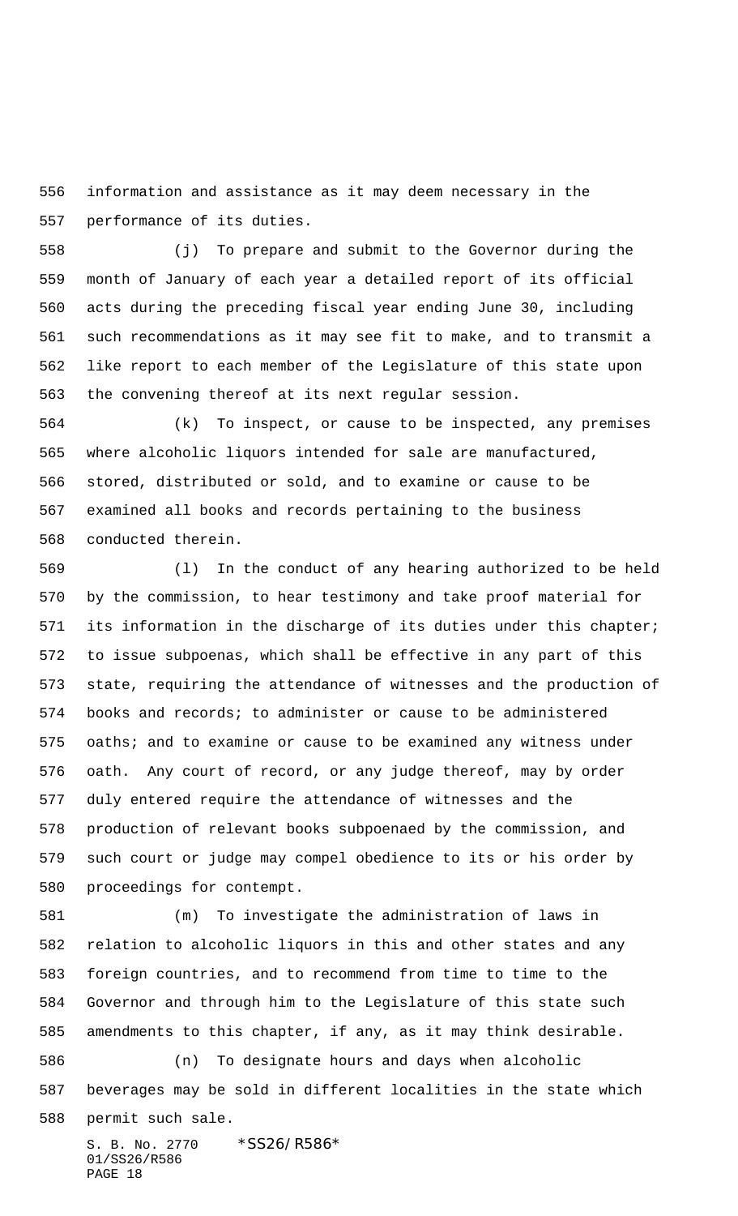information and assistance as it may deem necessary in the performance of its duties.

(j) To prepare and submit to the Governor during the month of January of each year a detailed report of its official acts during the preceding fiscal year ending June 30, including such recommendations as it may see fit to make, and to transmit a like report to each member of the Legislature of this state upon the convening thereof at its next regular session.

(k) To inspect, or cause to be inspected, any premises where alcoholic liquors intended for sale are manufactured, stored, distributed or sold, and to examine or cause to be examined all books and records pertaining to the business conducted therein.

(l) In the conduct of any hearing authorized to be held by the commission, to hear testimony and take proof material for its information in the discharge of its duties under this chapter; to issue subpoenas, which shall be effective in any part of this state, requiring the attendance of witnesses and the production of books and records; to administer or cause to be administered oaths; and to examine or cause to be examined any witness under oath. Any court of record, or any judge thereof, may by order duly entered require the attendance of witnesses and the production of relevant books subpoenaed by the commission, and such court or judge may compel obedience to its or his order by proceedings for contempt.

(m) To investigate the administration of laws in relation to alcoholic liquors in this and other states and any foreign countries, and to recommend from time to time to the Governor and through him to the Legislature of this state such amendments to this chapter, if any, as it may think desirable.

(n) To designate hours and days when alcoholic beverages may be sold in different localities in the state which permit such sale.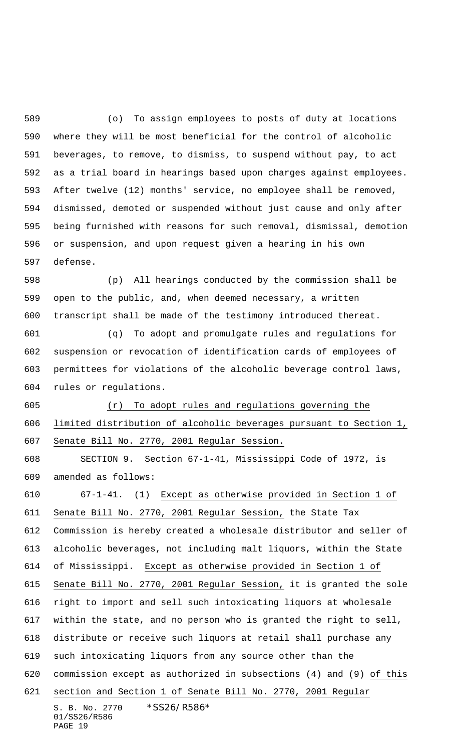(o) To assign employees to posts of duty at locations where they will be most beneficial for the control of alcoholic beverages, to remove, to dismiss, to suspend without pay, to act as a trial board in hearings based upon charges against employees. After twelve (12) months' service, no employee shall be removed, dismissed, demoted or suspended without just cause and only after being furnished with reasons for such removal, dismissal, demotion or suspension, and upon request given a hearing in his own defense.

(p) All hearings conducted by the commission shall be open to the public, and, when deemed necessary, a written transcript shall be made of the testimony introduced thereat.

(q) To adopt and promulgate rules and regulations for suspension or revocation of identification cards of employees of permittees for violations of the alcoholic beverage control laws, rules or regulations.

<u>(r) To adopt rules and regulations governing the limited distribution of alcoholic beverages pursuant to Section 1, Senate Bill No. 2770, 2001 Regular Session.</u>

SECTION 9. Section 67-1-41, Mississippi Code of 1972, is amended as follows:

67-1-41. (1) <u>Except as otherwise provided in Section 1 of Senate Bill No. 2770, 2001 Regular Session,</u> the State Tax Commission is hereby created a wholesale distributor and seller of alcoholic beverages, not including malt liquors, within the State of Mississippi. <u>Except as otherwise provided in Section 1 of Senate Bill No. 2770, 2001 Regular Session,</u> it is granted the sole right to import and sell such intoxicating liquors at wholesale within the state, and no person who is granted the right to sell, distribute or receive such liquors at retail shall purchase any such intoxicating liquors from any source other than the commission except as authorized in subsections (4) and (9) <u>of this section and Section 1 of Senate Bill No. 2770, 2001 Regular</u>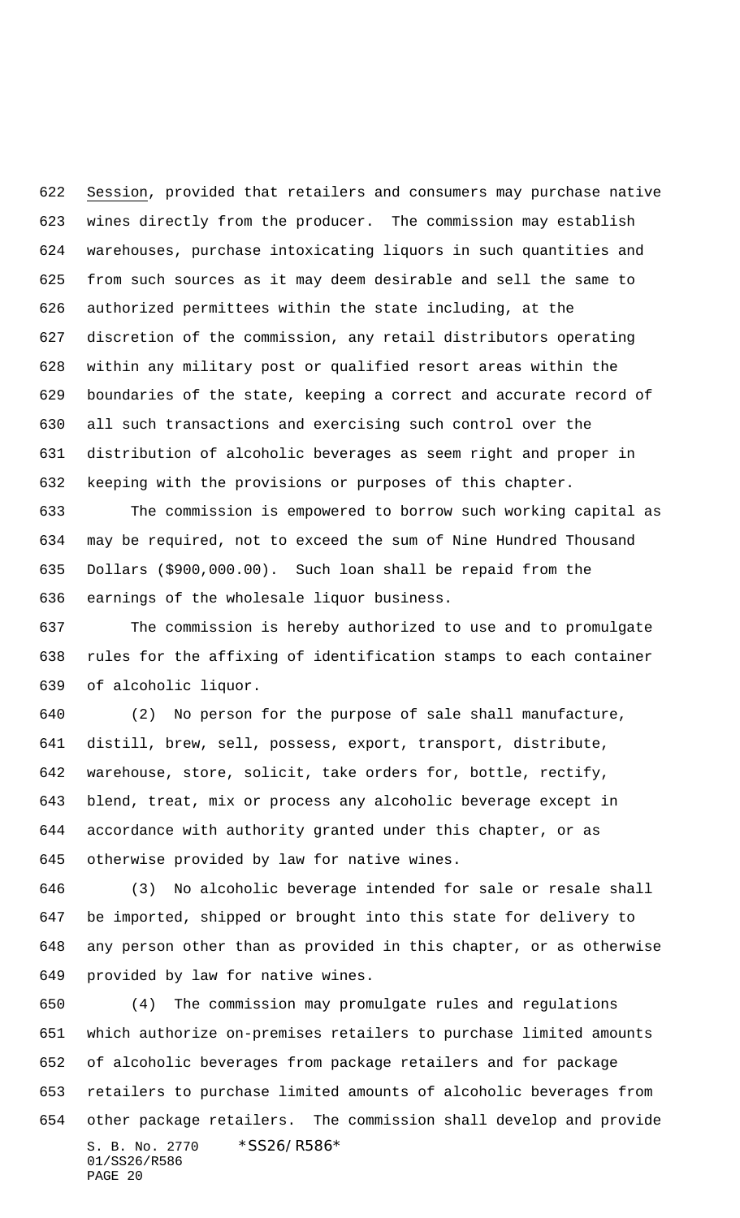Session, provided that retailers and consumers may purchase native wines directly from the producer. The commission may establish warehouses, purchase intoxicating liquors in such quantities and from such sources as it may deem desirable and sell the same to authorized permittees within the state including, at the discretion of the commission, any retail distributors operating within any military post or qualified resort areas within the boundaries of the state, keeping a correct and accurate record of all such transactions and exercising such control over the distribution of alcoholic beverages as seem right and proper in keeping with the provisions or purposes of this chapter.

The commission is empowered to borrow such working capital as may be required, not to exceed the sum of Nine Hundred Thousand Dollars ($900,000.00). Such loan shall be repaid from the earnings of the wholesale liquor business.

The commission is hereby authorized to use and to promulgate rules for the affixing of identification stamps to each container of alcoholic liquor.

(2) No person for the purpose of sale shall manufacture, distill, brew, sell, possess, export, transport, distribute, warehouse, store, solicit, take orders for, bottle, rectify, blend, treat, mix or process any alcoholic beverage except in accordance with authority granted under this chapter, or as otherwise provided by law for native wines.

(3) No alcoholic beverage intended for sale or resale shall be imported, shipped or brought into this state for delivery to any person other than as provided in this chapter, or as otherwise provided by law for native wines.

(4) The commission may promulgate rules and regulations which authorize on-premises retailers to purchase limited amounts of alcoholic beverages from package retailers and for package retailers to purchase limited amounts of alcoholic beverages from other package retailers. The commission shall develop and provide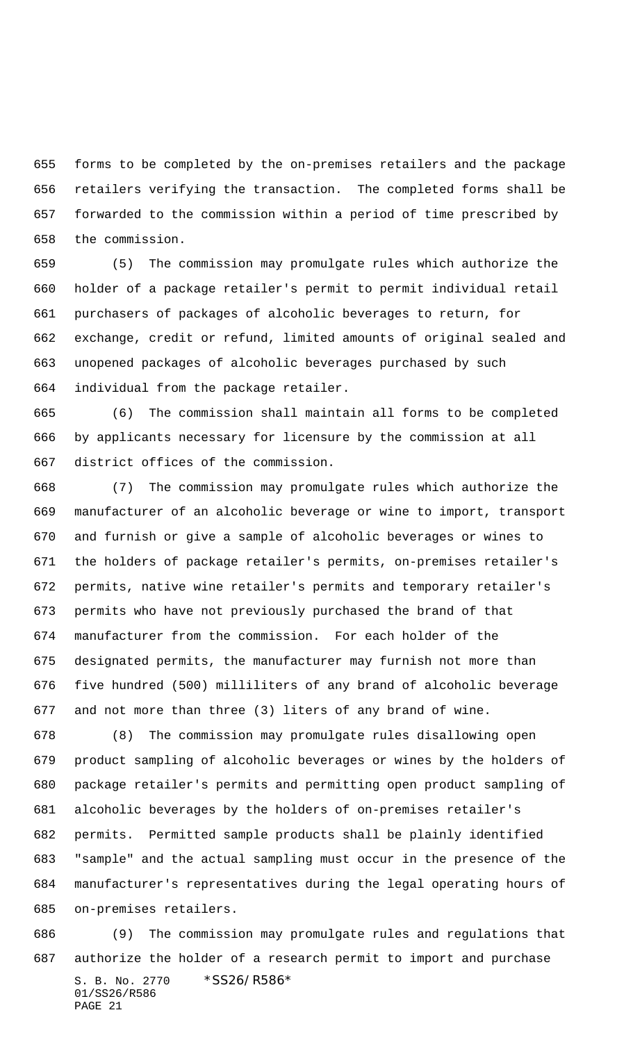forms to be completed by the on-premises retailers and the package retailers verifying the transaction. The completed forms shall be forwarded to the commission within a period of time prescribed by the commission.

(5) The commission may promulgate rules which authorize the holder of a package retailer's permit to permit individual retail purchasers of packages of alcoholic beverages to return, for exchange, credit or refund, limited amounts of original sealed and unopened packages of alcoholic beverages purchased by such individual from the package retailer.

(6) The commission shall maintain all forms to be completed by applicants necessary for licensure by the commission at all district offices of the commission.

(7) The commission may promulgate rules which authorize the manufacturer of an alcoholic beverage or wine to import, transport and furnish or give a sample of alcoholic beverages or wines to the holders of package retailer's permits, on-premises retailer's permits, native wine retailer's permits and temporary retailer's permits who have not previously purchased the brand of that manufacturer from the commission. For each holder of the designated permits, the manufacturer may furnish not more than five hundred (500) milliliters of any brand of alcoholic beverage and not more than three (3) liters of any brand of wine.

(8) The commission may promulgate rules disallowing open product sampling of alcoholic beverages or wines by the holders of package retailer's permits and permitting open product sampling of alcoholic beverages by the holders of on-premises retailer's permits. Permitted sample products shall be plainly identified "sample" and the actual sampling must occur in the presence of the manufacturer's representatives during the legal operating hours of on-premises retailers.

(9) The commission may promulgate rules and regulations that authorize the holder of a research permit to import and purchase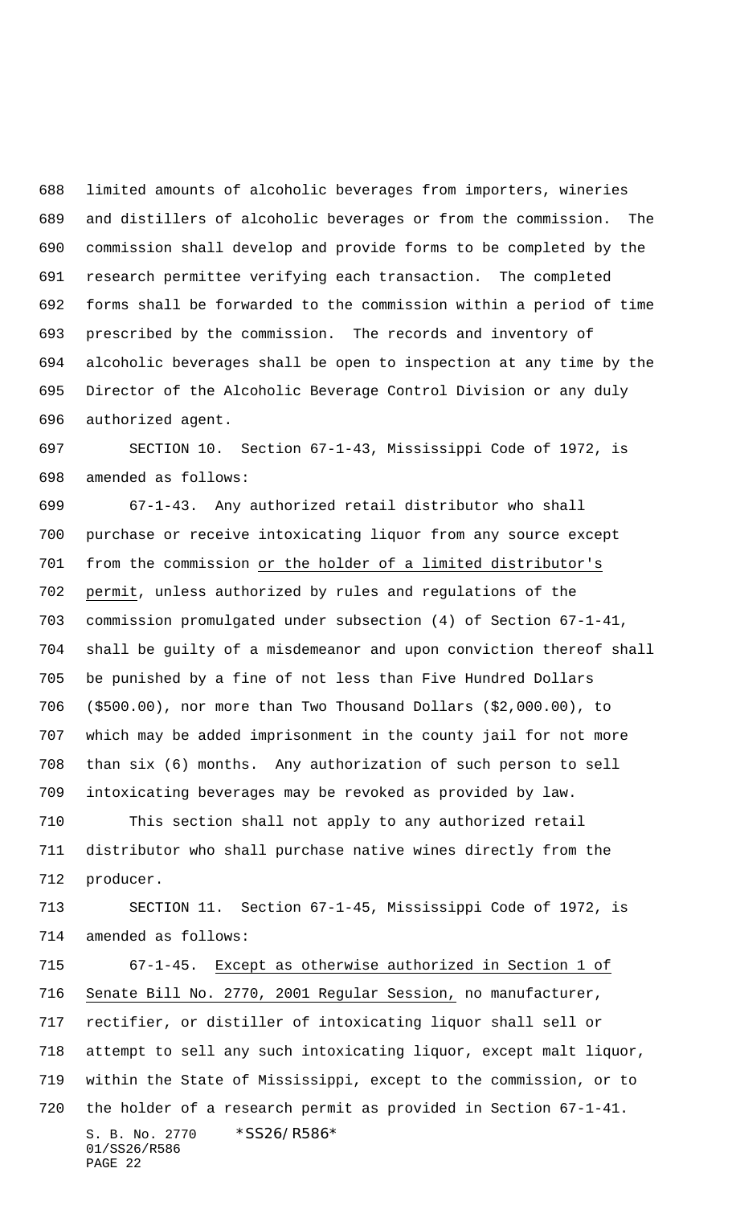limited amounts of alcoholic beverages from importers, wineries and distillers of alcoholic beverages or from the commission. The commission shall develop and provide forms to be completed by the research permittee verifying each transaction. The completed forms shall be forwarded to the commission within a period of time prescribed by the commission. The records and inventory of alcoholic beverages shall be open to inspection at any time by the Director of the Alcoholic Beverage Control Division or any duly authorized agent.

SECTION 10. Section 67-1-43, Mississippi Code of 1972, is amended as follows:

67-1-43. Any authorized retail distributor who shall purchase or receive intoxicating liquor from any source except from the commission <u>or the holder of a limited distributor's permit</u>, unless authorized by rules and regulations of the commission promulgated under subsection (4) of Section 67-1-41, shall be guilty of a misdemeanor and upon conviction thereof shall be punished by a fine of not less than Five Hundred Dollars ($500.00), nor more than Two Thousand Dollars ($2,000.00), to which may be added imprisonment in the county jail for not more than six (6) months. Any authorization of such person to sell intoxicating beverages may be revoked as provided by law.

This section shall not apply to any authorized retail distributor who shall purchase native wines directly from the producer.

SECTION 11. Section 67-1-45, Mississippi Code of 1972, is amended as follows:

67-1-45. <u>Except as otherwise authorized in Section 1 of Senate Bill No. 2770, 2001 Regular Session,</u> no manufacturer, rectifier, or distiller of intoxicating liquor shall sell or attempt to sell any such intoxicating liquor, except malt liquor, within the State of Mississippi, except to the commission, or to the holder of a research permit as provided in Section 67-1-41.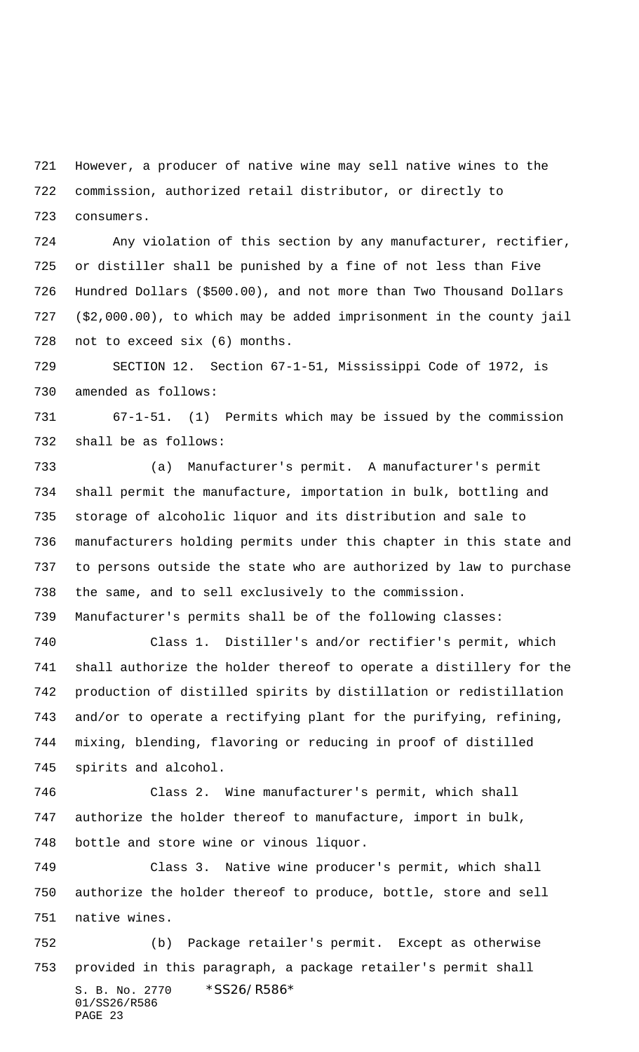However, a producer of native wine may sell native wines to the commission, authorized retail distributor, or directly to consumers.

Any violation of this section by any manufacturer, rectifier, or distiller shall be punished by a fine of not less than Five Hundred Dollars ($500.00), and not more than Two Thousand Dollars ($2,000.00), to which may be added imprisonment in the county jail not to exceed six (6) months.

SECTION 12. Section 67-1-51, Mississippi Code of 1972, is amended as follows:

67-1-51. (1) Permits which may be issued by the commission shall be as follows:

(a) Manufacturer's permit. A manufacturer's permit shall permit the manufacture, importation in bulk, bottling and storage of alcoholic liquor and its distribution and sale to manufacturers holding permits under this chapter in this state and to persons outside the state who are authorized by law to purchase the same, and to sell exclusively to the commission. Manufacturer's permits shall be of the following classes:

Class 1. Distiller's and/or rectifier's permit, which shall authorize the holder thereof to operate a distillery for the production of distilled spirits by distillation or redistillation and/or to operate a rectifying plant for the purifying, refining, mixing, blending, flavoring or reducing in proof of distilled spirits and alcohol.

Class 2. Wine manufacturer's permit, which shall authorize the holder thereof to manufacture, import in bulk, bottle and store wine or vinous liquor.

Class 3. Native wine producer's permit, which shall authorize the holder thereof to produce, bottle, store and sell native wines.

(b) Package retailer's permit. Except as otherwise provided in this paragraph, a package retailer's permit shall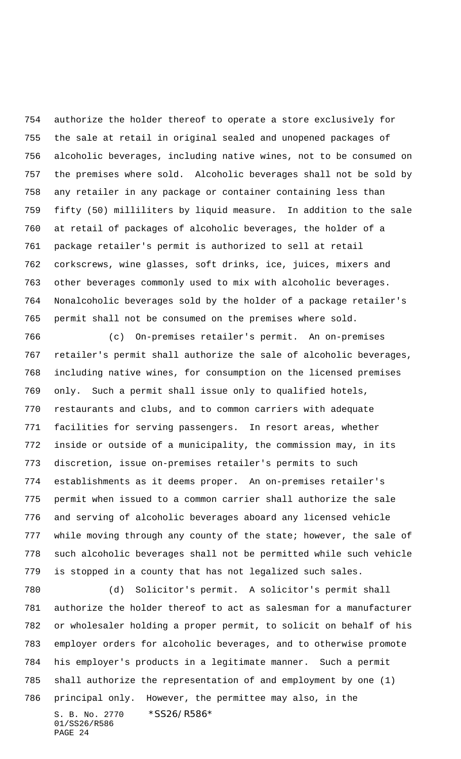authorize the holder thereof to operate a store exclusively for the sale at retail in original sealed and unopened packages of alcoholic beverages, including native wines, not to be consumed on the premises where sold. Alcoholic beverages shall not be sold by any retailer in any package or container containing less than fifty (50) milliliters by liquid measure. In addition to the sale at retail of packages of alcoholic beverages, the holder of a package retailer's permit is authorized to sell at retail corkscrews, wine glasses, soft drinks, ice, juices, mixers and other beverages commonly used to mix with alcoholic beverages. Nonalcoholic beverages sold by the holder of a package retailer's permit shall not be consumed on the premises where sold.

(c) On-premises retailer's permit. An on-premises retailer's permit shall authorize the sale of alcoholic beverages, including native wines, for consumption on the licensed premises only. Such a permit shall issue only to qualified hotels, restaurants and clubs, and to common carriers with adequate facilities for serving passengers. In resort areas, whether inside or outside of a municipality, the commission may, in its discretion, issue on-premises retailer's permits to such establishments as it deems proper. An on-premises retailer's permit when issued to a common carrier shall authorize the sale and serving of alcoholic beverages aboard any licensed vehicle while moving through any county of the state; however, the sale of such alcoholic beverages shall not be permitted while such vehicle is stopped in a county that has not legalized such sales.

(d) Solicitor's permit. A solicitor's permit shall authorize the holder thereof to act as salesman for a manufacturer or wholesaler holding a proper permit, to solicit on behalf of his employer orders for alcoholic beverages, and to otherwise promote his employer's products in a legitimate manner. Such a permit shall authorize the representation of and employment by one (1) principal only. However, the permittee may also, in the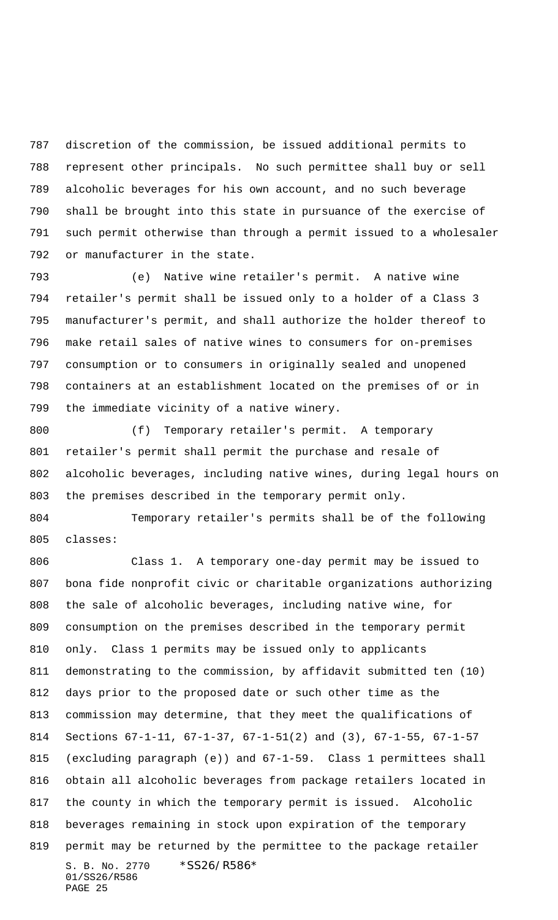discretion of the commission, be issued additional permits to represent other principals. No such permittee shall buy or sell alcoholic beverages for his own account, and no such beverage shall be brought into this state in pursuance of the exercise of such permit otherwise than through a permit issued to a wholesaler or manufacturer in the state.

(e) Native wine retailer's permit. A native wine retailer's permit shall be issued only to a holder of a Class 3 manufacturer's permit, and shall authorize the holder thereof to make retail sales of native wines to consumers for on-premises consumption or to consumers in originally sealed and unopened containers at an establishment located on the premises of or in the immediate vicinity of a native winery.

(f) Temporary retailer's permit. A temporary retailer's permit shall permit the purchase and resale of alcoholic beverages, including native wines, during legal hours on the premises described in the temporary permit only.

Temporary retailer's permits shall be of the following classes:

Class 1. A temporary one-day permit may be issued to bona fide nonprofit civic or charitable organizations authorizing the sale of alcoholic beverages, including native wine, for consumption on the premises described in the temporary permit only. Class 1 permits may be issued only to applicants demonstrating to the commission, by affidavit submitted ten (10) days prior to the proposed date or such other time as the commission may determine, that they meet the qualifications of Sections 67-1-11, 67-1-37, 67-1-51(2) and (3), 67-1-55, 67-1-57 (excluding paragraph (e)) and 67-1-59. Class 1 permittees shall obtain all alcoholic beverages from package retailers located in the county in which the temporary permit is issued. Alcoholic beverages remaining in stock upon expiration of the temporary permit may be returned by the permittee to the package retailer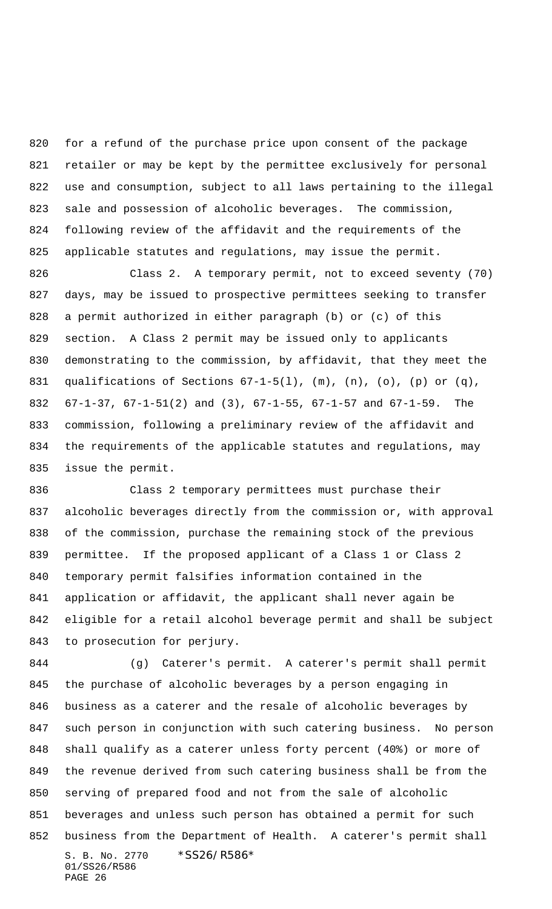for a refund of the purchase price upon consent of the package retailer or may be kept by the permittee exclusively for personal use and consumption, subject to all laws pertaining to the illegal sale and possession of alcoholic beverages. The commission, following review of the affidavit and the requirements of the applicable statutes and regulations, may issue the permit.

Class 2. A temporary permit, not to exceed seventy (70) days, may be issued to prospective permittees seeking to transfer a permit authorized in either paragraph (b) or (c) of this section. A Class 2 permit may be issued only to applicants demonstrating to the commission, by affidavit, that they meet the qualifications of Sections 67-1-5(l), (m), (n), (o), (p) or (q), 67-1-37, 67-1-51(2) and (3), 67-1-55, 67-1-57 and 67-1-59. The commission, following a preliminary review of the affidavit and the requirements of the applicable statutes and regulations, may issue the permit.

Class 2 temporary permittees must purchase their alcoholic beverages directly from the commission or, with approval of the commission, purchase the remaining stock of the previous permittee. If the proposed applicant of a Class 1 or Class 2 temporary permit falsifies information contained in the application or affidavit, the applicant shall never again be eligible for a retail alcohol beverage permit and shall be subject to prosecution for perjury.

(g) Caterer's permit. A caterer's permit shall permit the purchase of alcoholic beverages by a person engaging in business as a caterer and the resale of alcoholic beverages by such person in conjunction with such catering business. No person shall qualify as a caterer unless forty percent (40%) or more of the revenue derived from such catering business shall be from the serving of prepared food and not from the sale of alcoholic beverages and unless such person has obtained a permit for such business from the Department of Health. A caterer's permit shall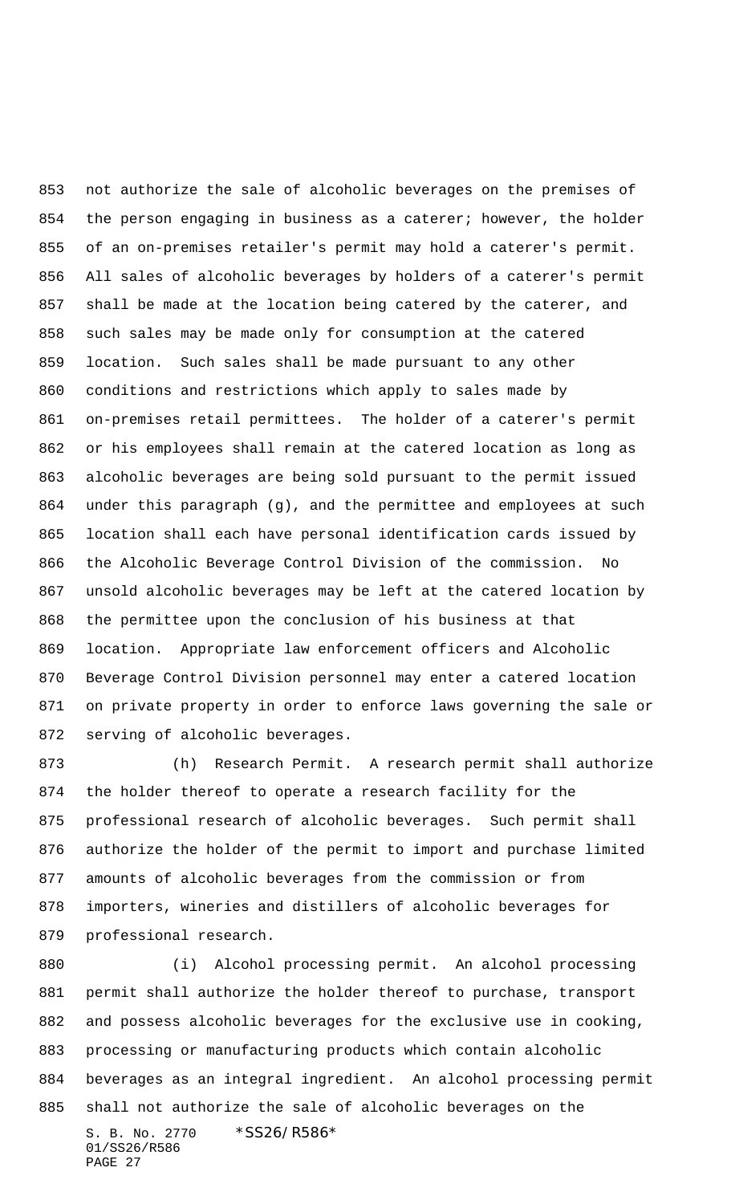not authorize the sale of alcoholic beverages on the premises of the person engaging in business as a caterer; however, the holder of an on-premises retailer's permit may hold a caterer's permit. All sales of alcoholic beverages by holders of a caterer's permit shall be made at the location being catered by the caterer, and such sales may be made only for consumption at the catered location. Such sales shall be made pursuant to any other conditions and restrictions which apply to sales made by on-premises retail permittees. The holder of a caterer's permit or his employees shall remain at the catered location as long as alcoholic beverages are being sold pursuant to the permit issued under this paragraph (g), and the permittee and employees at such location shall each have personal identification cards issued by the Alcoholic Beverage Control Division of the commission. No unsold alcoholic beverages may be left at the catered location by the permittee upon the conclusion of his business at that location. Appropriate law enforcement officers and Alcoholic Beverage Control Division personnel may enter a catered location on private property in order to enforce laws governing the sale or serving of alcoholic beverages.

(h) Research Permit. A research permit shall authorize the holder thereof to operate a research facility for the professional research of alcoholic beverages. Such permit shall authorize the holder of the permit to import and purchase limited amounts of alcoholic beverages from the commission or from importers, wineries and distillers of alcoholic beverages for professional research.

(i) Alcohol processing permit. An alcohol processing permit shall authorize the holder thereof to purchase, transport and possess alcoholic beverages for the exclusive use in cooking, processing or manufacturing products which contain alcoholic beverages as an integral ingredient. An alcohol processing permit shall not authorize the sale of alcoholic beverages on the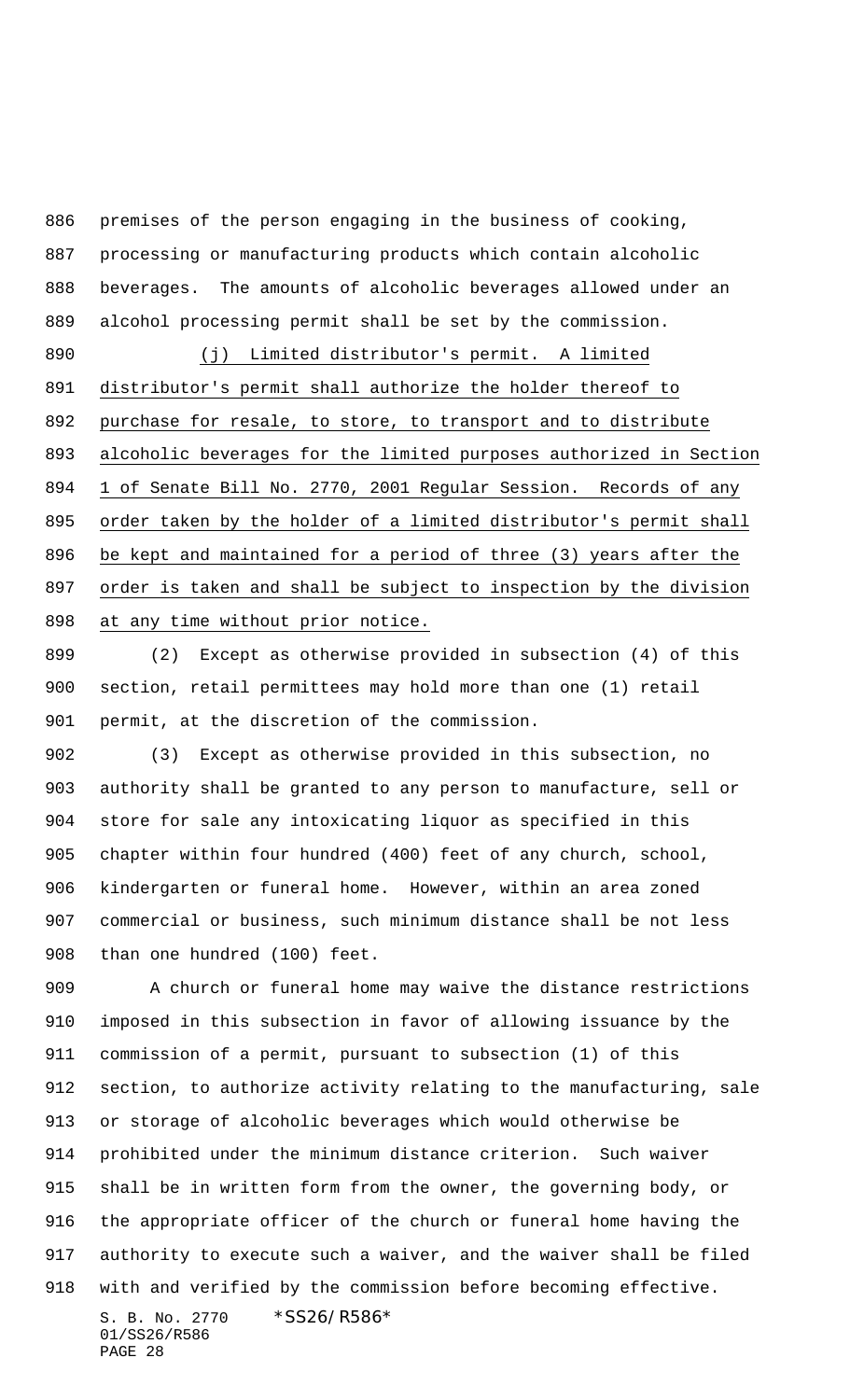premises of the person engaging in the business of cooking, processing or manufacturing products which contain alcoholic beverages. The amounts of alcoholic beverages allowed under an alcohol processing permit shall be set by the commission.

(j) Limited distributor's permit. A limited distributor's permit shall authorize the holder thereof to purchase for resale, to store, to transport and to distribute alcoholic beverages for the limited purposes authorized in Section 1 of Senate Bill No. 2770, 2001 Regular Session. Records of any order taken by the holder of a limited distributor's permit shall be kept and maintained for a period of three (3) years after the order is taken and shall be subject to inspection by the division at any time without prior notice.

(2) Except as otherwise provided in subsection (4) of this section, retail permittees may hold more than one (1) retail permit, at the discretion of the commission.

(3) Except as otherwise provided in this subsection, no authority shall be granted to any person to manufacture, sell or store for sale any intoxicating liquor as specified in this chapter within four hundred (400) feet of any church, school, kindergarten or funeral home. However, within an area zoned commercial or business, such minimum distance shall be not less than one hundred (100) feet.

A church or funeral home may waive the distance restrictions imposed in this subsection in favor of allowing issuance by the commission of a permit, pursuant to subsection (1) of this section, to authorize activity relating to the manufacturing, sale or storage of alcoholic beverages which would otherwise be prohibited under the minimum distance criterion. Such waiver shall be in written form from the owner, the governing body, or the appropriate officer of the church or funeral home having the authority to execute such a waiver, and the waiver shall be filed with and verified by the commission before becoming effective.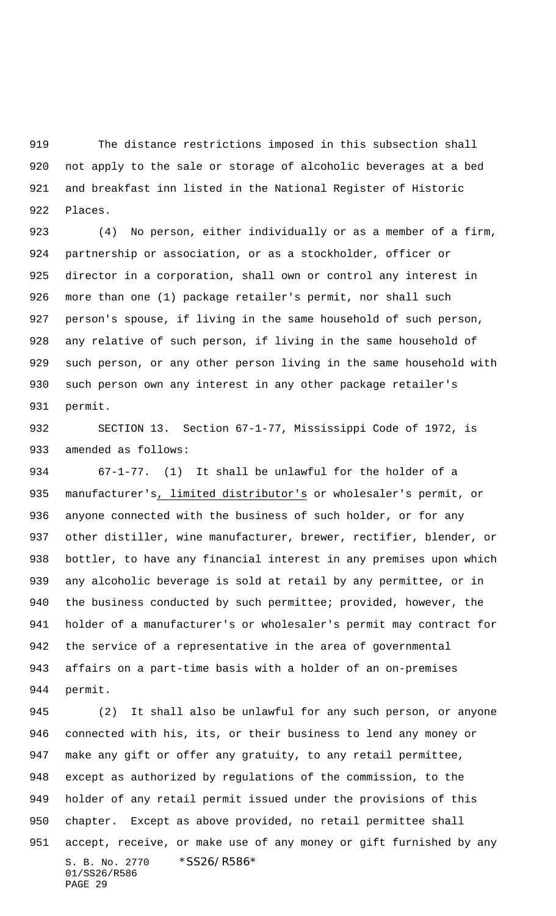The distance restrictions imposed in this subsection shall not apply to the sale or storage of alcoholic beverages at a bed and breakfast inn listed in the National Register of Historic Places.

(4) No person, either individually or as a member of a firm, partnership or association, or as a stockholder, officer or director in a corporation, shall own or control any interest in more than one (1) package retailer's permit, nor shall such person's spouse, if living in the same household of such person, any relative of such person, if living in the same household of such person, or any other person living in the same household with such person own any interest in any other package retailer's permit.

SECTION 13. Section 67-1-77, Mississippi Code of 1972, is amended as follows:

67-1-77. (1) It shall be unlawful for the holder of a manufacturer's, limited distributor's or wholesaler's permit, or anyone connected with the business of such holder, or for any other distiller, wine manufacturer, brewer, rectifier, blender, or bottler, to have any financial interest in any premises upon which any alcoholic beverage is sold at retail by any permittee, or in the business conducted by such permittee; provided, however, the holder of a manufacturer's or wholesaler's permit may contract for the service of a representative in the area of governmental affairs on a part-time basis with a holder of an on-premises permit.

(2) It shall also be unlawful for any such person, or anyone connected with his, its, or their business to lend any money or make any gift or offer any gratuity, to any retail permittee, except as authorized by regulations of the commission, to the holder of any retail permit issued under the provisions of this chapter. Except as above provided, no retail permittee shall accept, receive, or make use of any money or gift furnished by any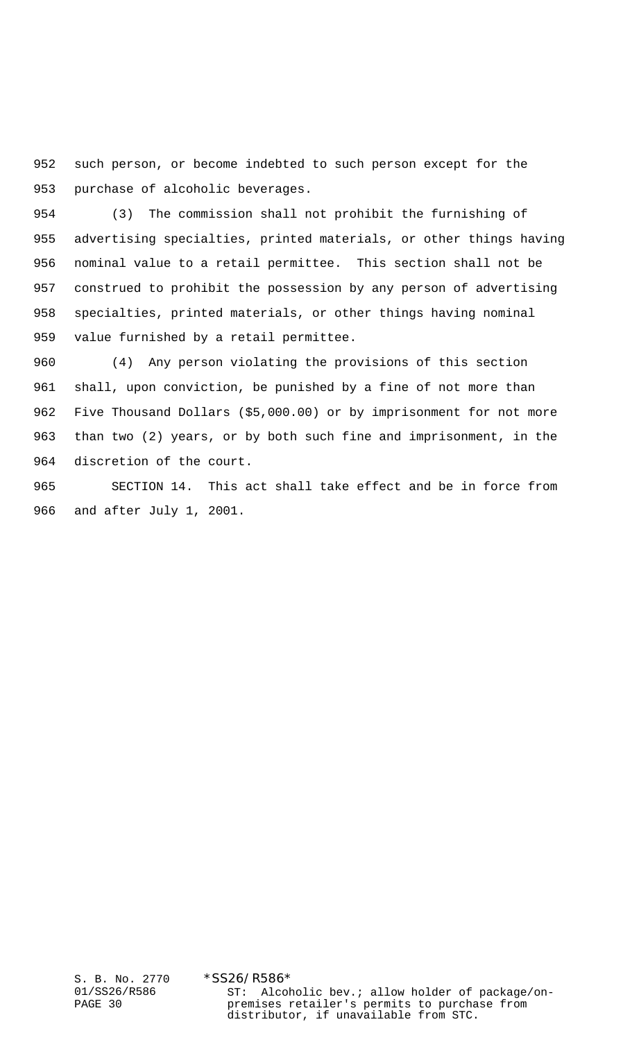such person, or become indebted to such person except for the purchase of alcoholic beverages.

(3) The commission shall not prohibit the furnishing of advertising specialties, printed materials, or other things having nominal value to a retail permittee. This section shall not be construed to prohibit the possession by any person of advertising specialties, printed materials, or other things having nominal value furnished by a retail permittee.

(4) Any person violating the provisions of this section shall, upon conviction, be punished by a fine of not more than Five Thousand Dollars ($5,000.00) or by imprisonment for not more than two (2) years, or by both such fine and imprisonment, in the discretion of the court.

SECTION 14. This act shall take effect and be in force from and after July 1, 2001.

ST: Alcoholic bev.; allow holder of package/on-premises retailer's permits to purchase from distributor, if unavailable from STC.